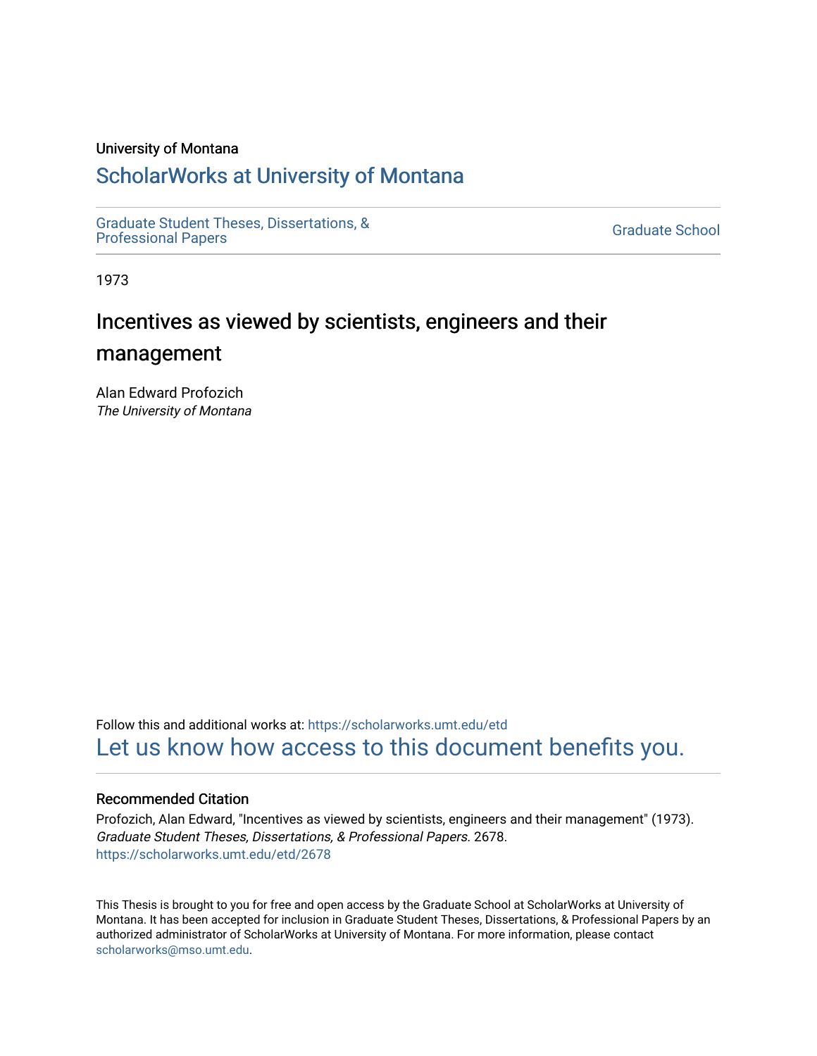University of Montana

# ScholarWorks at University of Montana

Graduate Student Theses, Dissertations, & Professional Papers

Graduate School

1973

## Incentives as viewed by scientists, engineers and their management

Alan Edward Profozich
*The University of Montana*

Follow this and additional works at: https://scholarworks.umt.edu/etd

Let us know how access to this document benefits you.

### Recommended Citation

Profozich, Alan Edward, "Incentives as viewed by scientists, engineers and their management" (1973). *Graduate Student Theses, Dissertations, & Professional Papers*. 2678.
https://scholarworks.umt.edu/etd/2678

This Thesis is brought to you for free and open access by the Graduate School at ScholarWorks at University of Montana. It has been accepted for inclusion in Graduate Student Theses, Dissertations, & Professional Papers by an authorized administrator of ScholarWorks at University of Montana. For more information, please contact scholarworks@mso.umt.edu.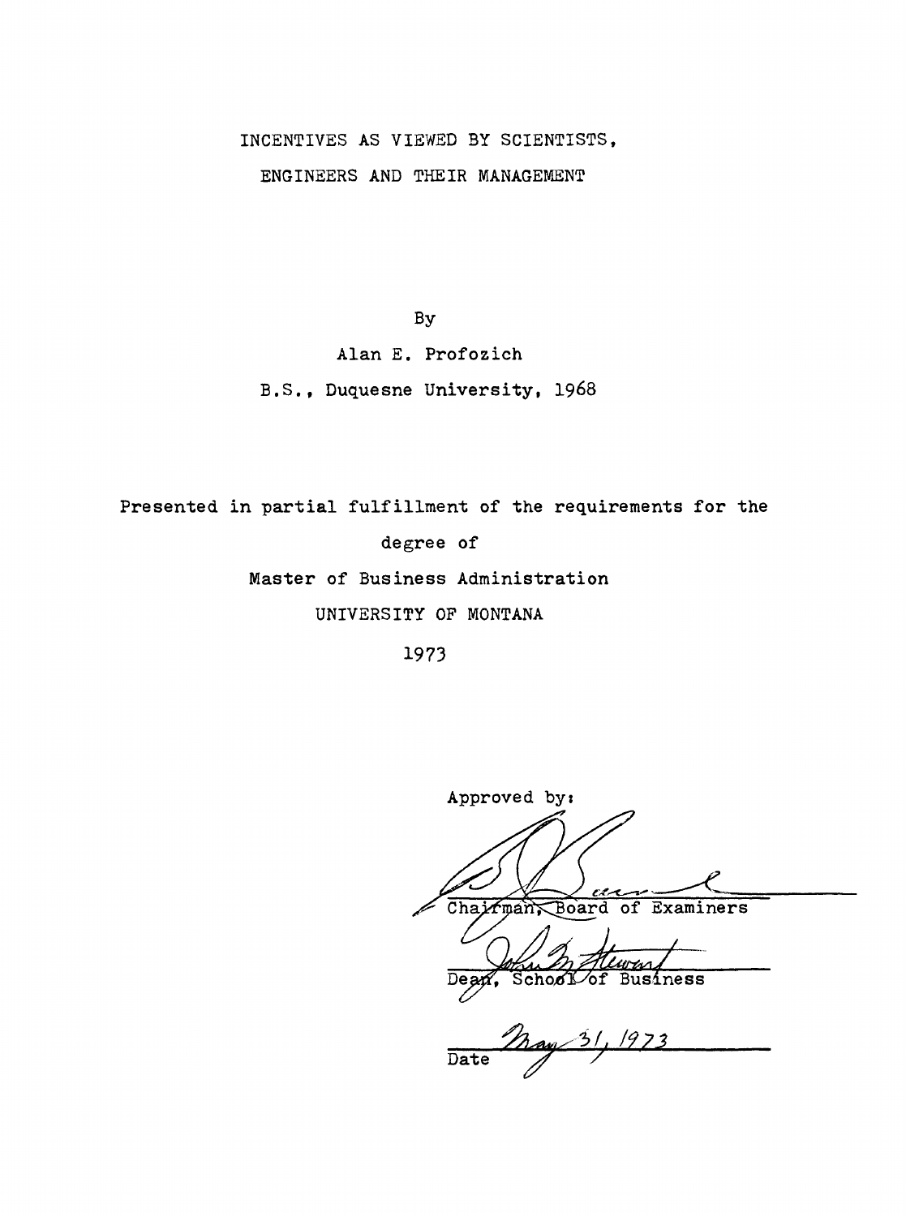# INCENTIVES AS VIEWED BY SCIENTISTS, ENGINEERS AND THEIR MANAGEMENT

By

Alan E. Profozich

B.S., Duquesne University, 1968

Presented in partial fulfillment of the requirements for the degree of

Master of Business Administration

UNIVERSITY OF MONTANA

1973

Approved by:

Chairman, Board of Examiners

Dean, School of Business

May 31, 1973

Date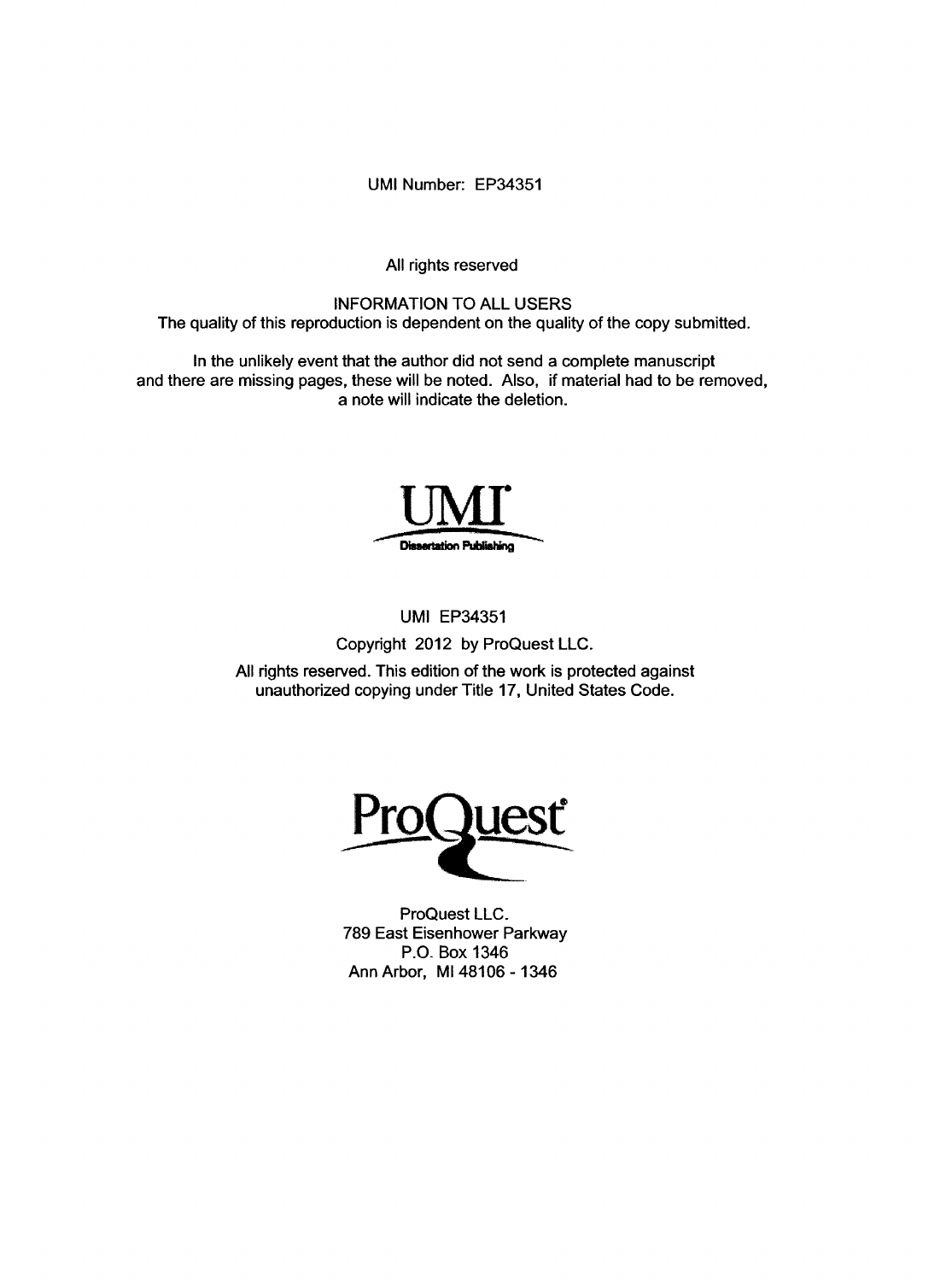UMI Number: EP34351

All rights reserved

INFORMATION TO ALL USERS
The quality of this reproduction is dependent on the quality of the copy submitted.

In the unlikely event that the author did not send a complete manuscript and there are missing pages, these will be noted. Also, if material had to be removed, a note will indicate the deletion.

UMI
Dissertation Publishing

UMI EP34351

Copyright 2012 by ProQuest LLC.

All rights reserved. This edition of the work is protected against unauthorized copying under Title 17, United States Code.

ProQuest

ProQuest LLC.
789 East Eisenhower Parkway
P.O. Box 1346
Ann Arbor, MI 48106 - 1346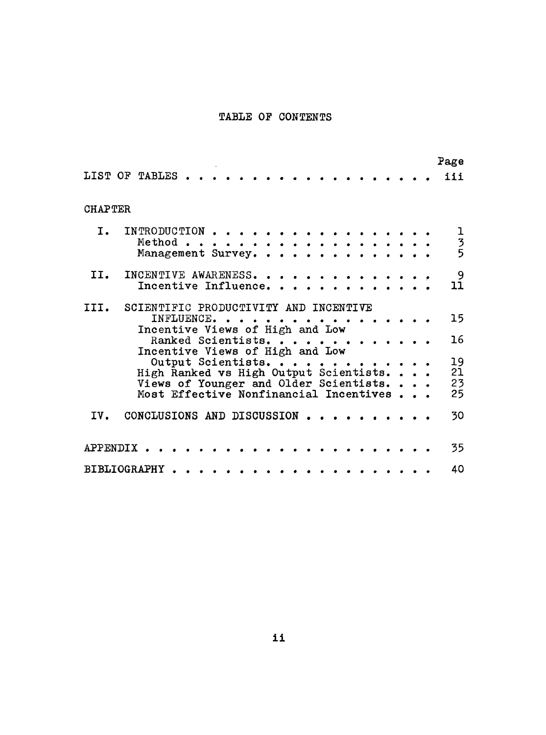# TABLE OF CONTENTS

| | | Page |
|---|---|---|
| LIST OF TABLES | | iii |
| CHAPTER | | |
| I. | INTRODUCTION | 1 |
| | Method | 3 |
| | Management Survey | 5 |
| II. | INCENTIVE AWARENESS | 9 |
| | Incentive Influence | 11 |
| III. | SCIENTIFIC PRODUCTIVITY AND INCENTIVE INFLUENCE | 15 |
| | Incentive Views of High and Low Ranked Scientists | 16 |
| | Incentive Views of High and Low Output Scientists | 19 |
| | High Ranked vs High Output Scientists | 21 |
| | Views of Younger and Older Scientists | 23 |
| | Most Effective Nonfinancial Incentives | 25 |
| IV. | CONCLUSIONS AND DISCUSSION | 30 |
| APPENDIX | | 35 |
| BIBLIOGRAPHY | | 40 |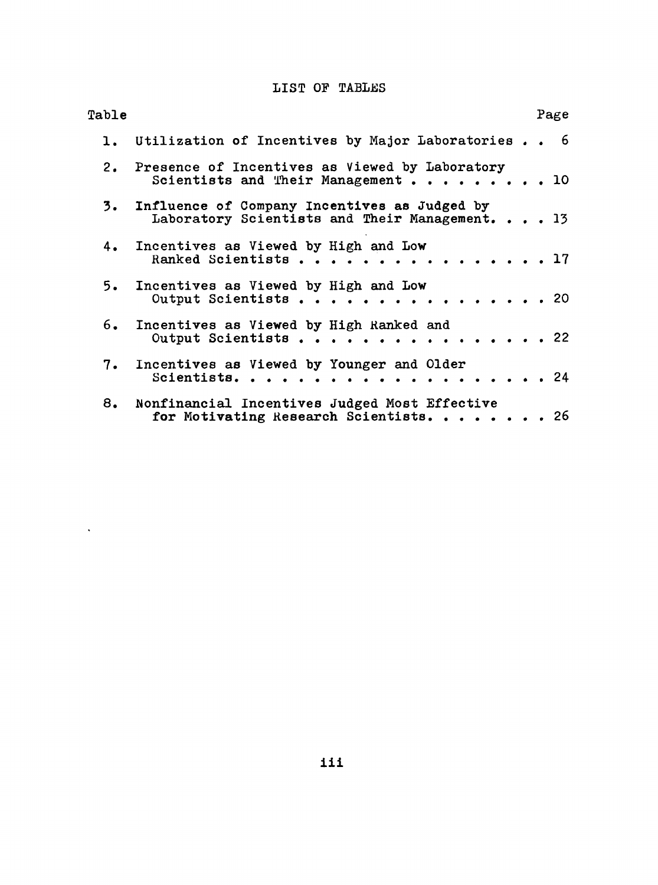# LIST OF TABLES

| Table | | Page |
|---|---|---|
| 1. | Utilization of Incentives by Major Laboratories | 6 |
| 2. | Presence of Incentives as Viewed by Laboratory Scientists and Their Management | 10 |
| 3. | Influence of Company Incentives as Judged by Laboratory Scientists and Their Management | 13 |
| 4. | Incentives as Viewed by High and Low Ranked Scientists | 17 |
| 5. | Incentives as Viewed by High and Low Output Scientists | 20 |
| 6. | Incentives as Viewed by High Ranked and Output Scientists | 22 |
| 7. | Incentives as Viewed by Younger and Older Scientists | 24 |
| 8. | Nonfinancial Incentives Judged Most Effective for Motivating Research Scientists | 26 |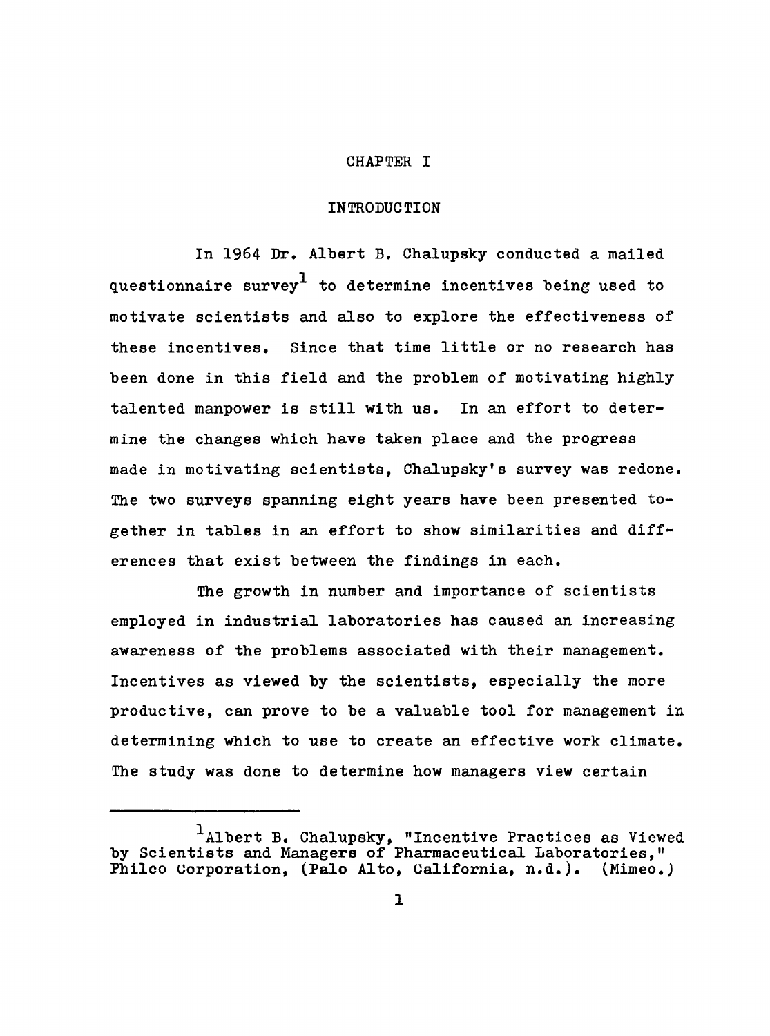# CHAPTER I

## INTRODUCTION

In 1964 Dr. Albert B. Chalupsky conducted a mailed questionnaire survey[1] to determine incentives being used to motivate scientists and also to explore the effectiveness of these incentives. Since that time little or no research has been done in this field and the problem of motivating highly talented manpower is still with us. In an effort to determine the changes which have taken place and the progress made in motivating scientists, Chalupsky's survey was redone. The two surveys spanning eight years have been presented together in tables in an effort to show similarities and differences that exist between the findings in each.

The growth in number and importance of scientists employed in industrial laboratories has caused an increasing awareness of the problems associated with their management. Incentives as viewed by the scientists, especially the more productive, can prove to be a valuable tool for management in determining which to use to create an effective work climate. The study was done to determine how managers view certain

---

[1] Albert B. Chalupsky, "Incentive Practices as Viewed by Scientists and Managers of Pharmaceutical Laboratories," Philco Corporation, (Palo Alto, California, n.d.). (Mimeo.)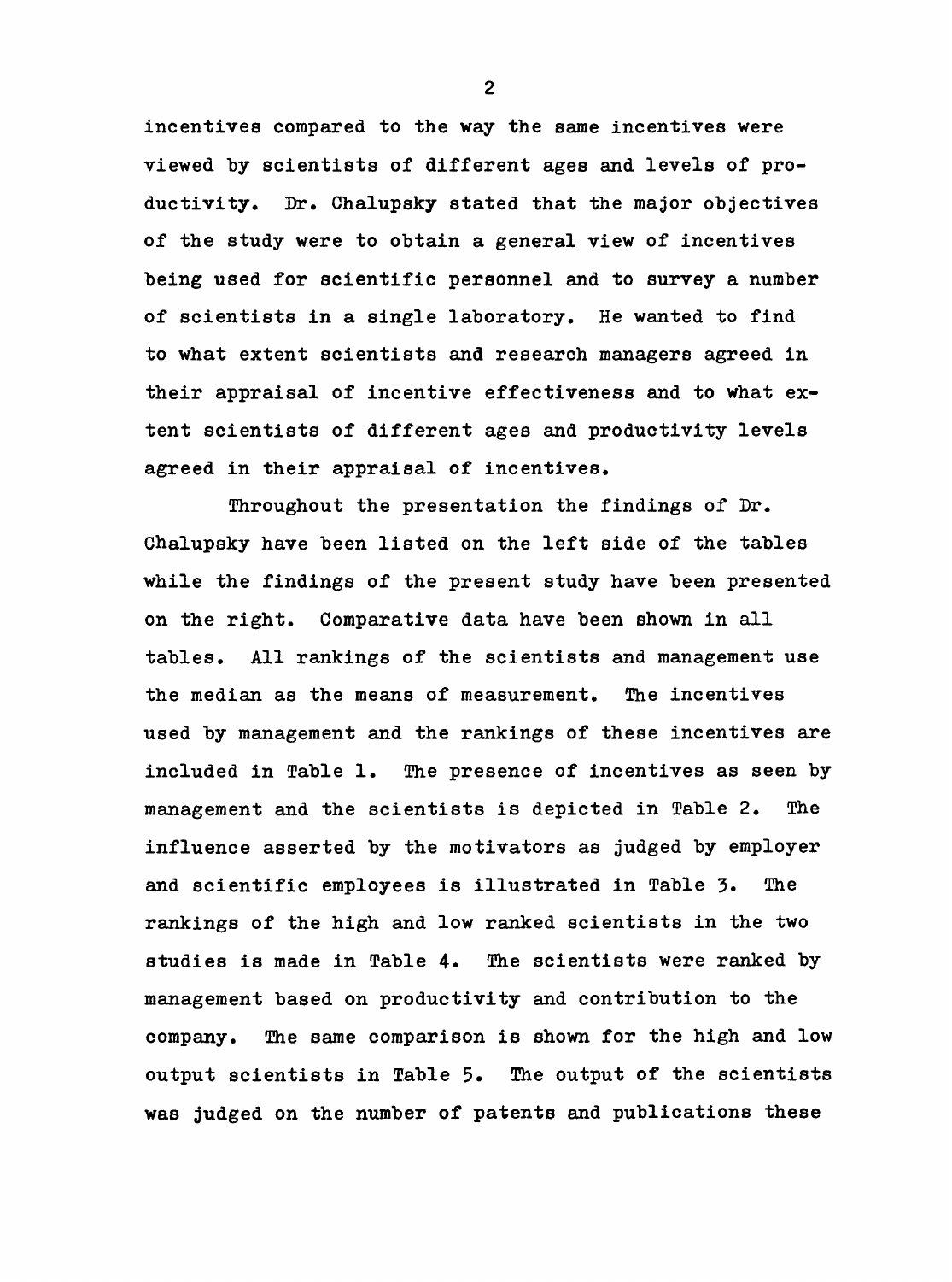incentives compared to the way the same incentives were viewed by scientists of different ages and levels of productivity. Dr. Chalupsky stated that the major objectives of the study were to obtain a general view of incentives being used for scientific personnel and to survey a number of scientists in a single laboratory. He wanted to find to what extent scientists and research managers agreed in their appraisal of incentive effectiveness and to what extent scientists of different ages and productivity levels agreed in their appraisal of incentives.

Throughout the presentation the findings of Dr. Chalupsky have been listed on the left side of the tables while the findings of the present study have been presented on the right. Comparative data have been shown in all tables. All rankings of the scientists and management use the median as the means of measurement. The incentives used by management and the rankings of these incentives are included in Table 1. The presence of incentives as seen by management and the scientists is depicted in Table 2. The influence asserted by the motivators as judged by employer and scientific employees is illustrated in Table 3. The rankings of the high and low ranked scientists in the two studies is made in Table 4. The scientists were ranked by management based on productivity and contribution to the company. The same comparison is shown for the high and low output scientists in Table 5. The output of the scientists was judged on the number of patents and publications these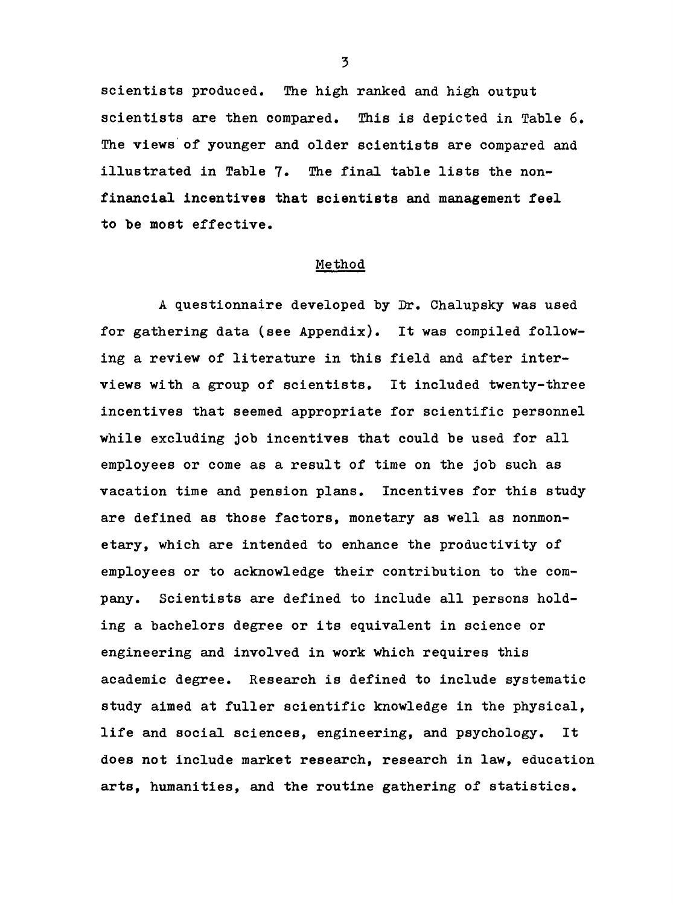scientists produced. The high ranked and high output scientists are then compared. This is depicted in Table 6. The views of younger and older scientists are compared and illustrated in Table 7. The final table lists the non-financial incentives that scientists and management feel to be most effective.

## Method

A questionnaire developed by Dr. Chalupsky was used for gathering data (see Appendix). It was compiled following a review of literature in this field and after interviews with a group of scientists. It included twenty-three incentives that seemed appropriate for scientific personnel while excluding job incentives that could be used for all employees or come as a result of time on the job such as vacation time and pension plans. Incentives for this study are defined as those factors, monetary as well as nonmonetary, which are intended to enhance the productivity of employees or to acknowledge their contribution to the company. Scientists are defined to include all persons holding a bachelors degree or its equivalent in science or engineering and involved in work which requires this academic degree. Research is defined to include systematic study aimed at fuller scientific knowledge in the physical, life and social sciences, engineering, and psychology. It does not include market research, research in law, education arts, humanities, and the routine gathering of statistics.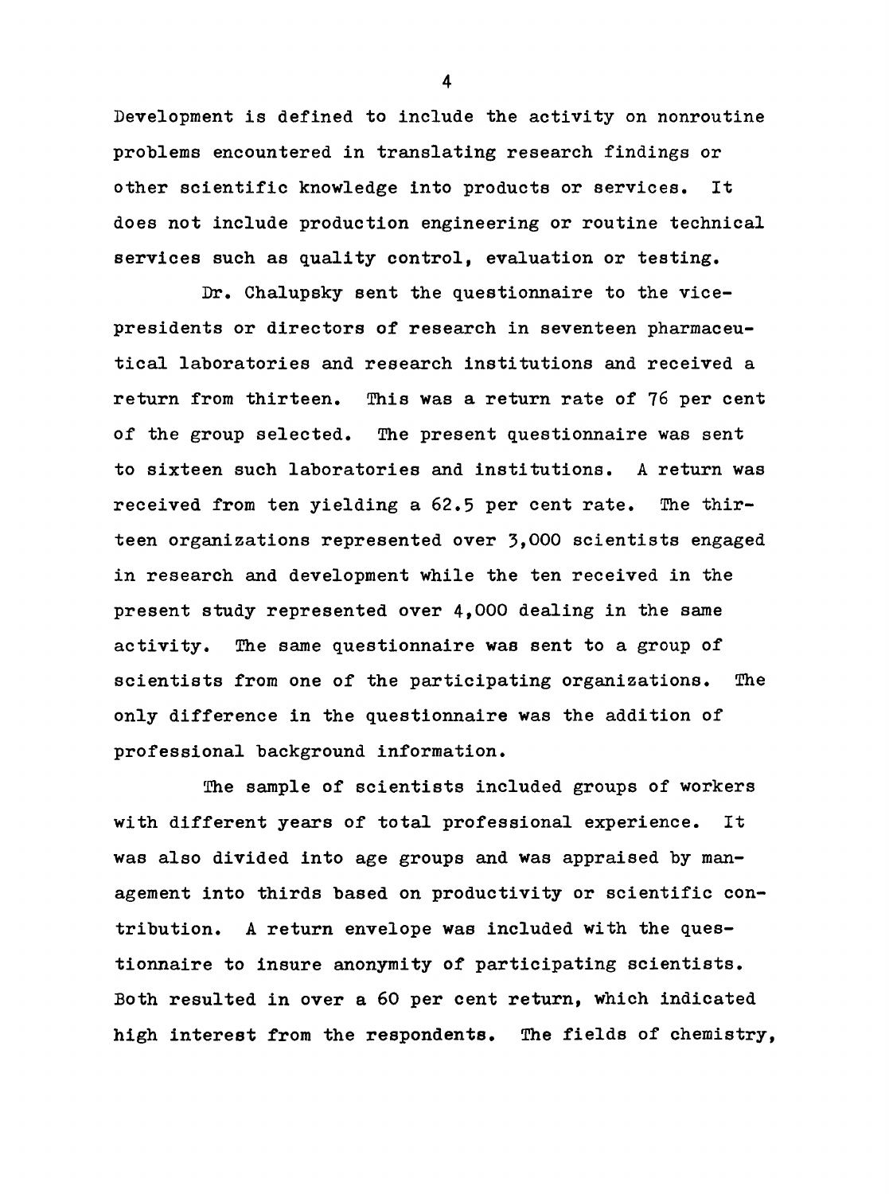Development is defined to include the activity on nonroutine problems encountered in translating research findings or other scientific knowledge into products or services. It does not include production engineering or routine technical services such as quality control, evaluation or testing.

Dr. Chalupsky sent the questionnaire to the vice-presidents or directors of research in seventeen pharmaceutical laboratories and research institutions and received a return from thirteen. This was a return rate of 76 per cent of the group selected. The present questionnaire was sent to sixteen such laboratories and institutions. A return was received from ten yielding a 62.5 per cent rate. The thirteen organizations represented over 3,000 scientists engaged in research and development while the ten received in the present study represented over 4,000 dealing in the same activity. The same questionnaire was sent to a group of scientists from one of the participating organizations. The only difference in the questionnaire was the addition of professional background information.

The sample of scientists included groups of workers with different years of total professional experience. It was also divided into age groups and was appraised by management into thirds based on productivity or scientific contribution. A return envelope was included with the questionnaire to insure anonymity of participating scientists. Both resulted in over a 60 per cent return, which indicated high interest from the respondents. The fields of chemistry,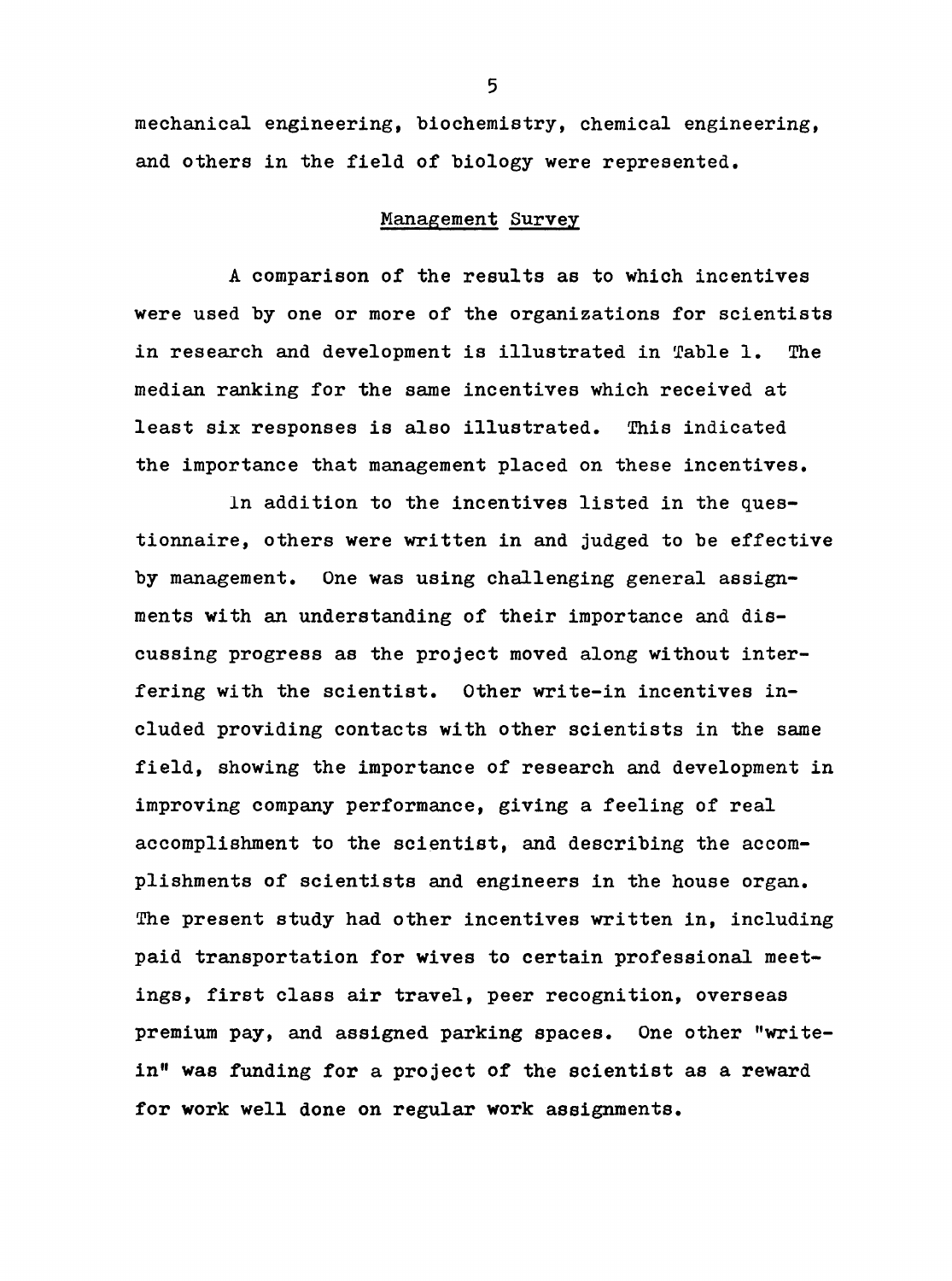mechanical engineering, biochemistry, chemical engineering, and others in the field of biology were represented.

## Management Survey

A comparison of the results as to which incentives were used by one or more of the organizations for scientists in research and development is illustrated in Table 1. The median ranking for the same incentives which received at least six responses is also illustrated. This indicated the importance that management placed on these incentives.

In addition to the incentives listed in the questionnaire, others were written in and judged to be effective by management. One was using challenging general assignments with an understanding of their importance and discussing progress as the project moved along without interfering with the scientist. Other write-in incentives included providing contacts with other scientists in the same field, showing the importance of research and development in improving company performance, giving a feeling of real accomplishment to the scientist, and describing the accomplishments of scientists and engineers in the house organ. The present study had other incentives written in, including paid transportation for wives to certain professional meetings, first class air travel, peer recognition, overseas premium pay, and assigned parking spaces. One other "write-in" was funding for a project of the scientist as a reward for work well done on regular work assignments.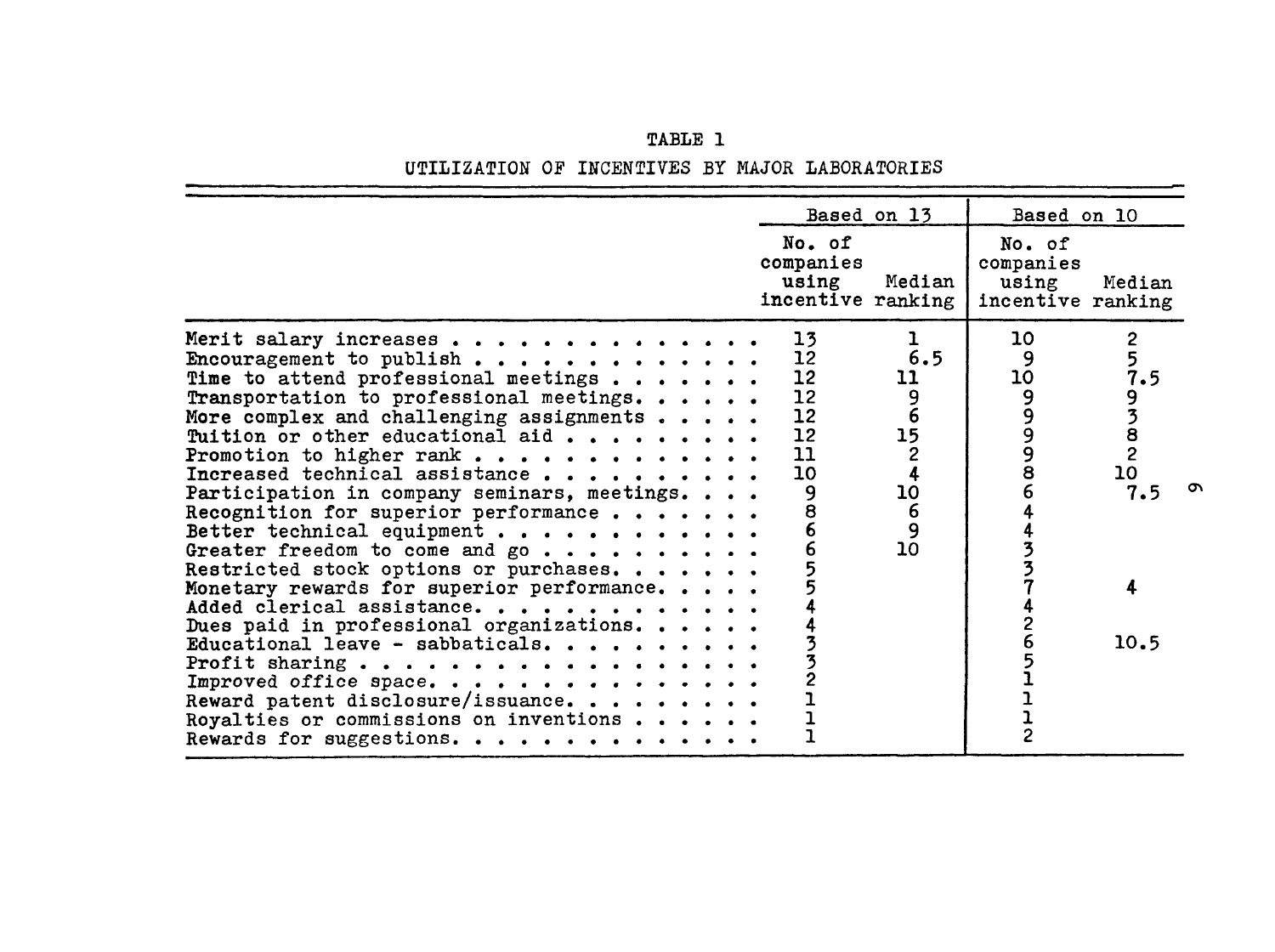TABLE 1

UTILIZATION OF INCENTIVES BY MAJOR LABORATORIES

| | Based on 13 | | Based on 10 | |
|---|---|---|---|---|
| | No. of companies using incentive | Median ranking | No. of companies using incentive | Median ranking |
| Merit salary increases | 13 | 1 | 10 | 2 |
| Encouragement to publish | 12 | 6.5 | 9 | 5 |
| Time to attend professional meetings | 12 | 11 | 10 | 7.5 |
| Transportation to professional meetings | 12 | 9 | 9 | 9 |
| More complex and challenging assignments | 12 | 6 | 9 | 3 |
| Tuition or other educational aid | 12 | 15 | 9 | 8 |
| Promotion to higher rank | 11 | 2 | 9 | 2 |
| Increased technical assistance | 10 | 4 | 8 | 10 |
| Participation in company seminars, meetings | 9 | 10 | 6 | 7.5 |
| Recognition for superior performance | 8 | 6 | 4 | |
| Better technical equipment | 6 | 9 | 4 | |
| Greater freedom to come and go | 6 | 10 | 3 | |
| Restricted stock options or purchases | 5 | | 3 | |
| Monetary rewards for superior performance | 5 | | 7 | 4 |
| Added clerical assistance | 4 | | 4 | |
| Dues paid in professional organizations | 4 | | 2 | |
| Educational leave - sabbaticals | 3 | | 6 | 10.5 |
| Profit sharing | 3 | | 5 | |
| Improved office space | 2 | | 1 | |
| Reward patent disclosure/issuance | 1 | | 1 | |
| Royalties or commissions on inventions | 1 | | 1 | |
| Rewards for suggestions | 1 | | 2 | |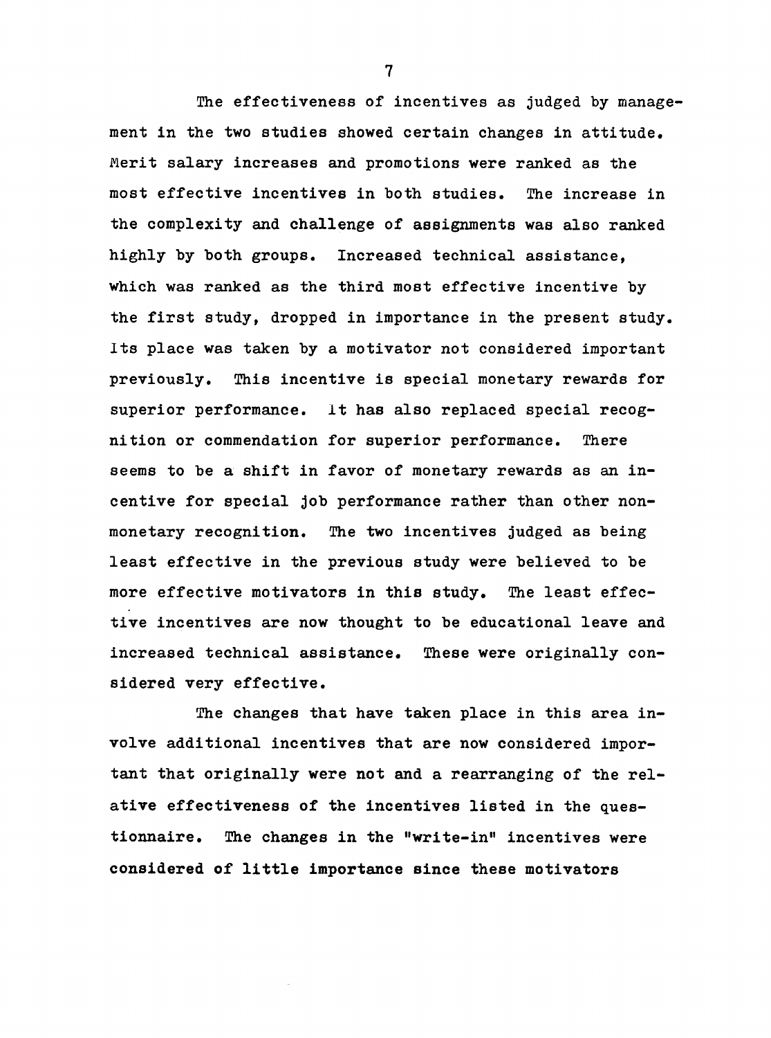The effectiveness of incentives as judged by management in the two studies showed certain changes in attitude. Merit salary increases and promotions were ranked as the most effective incentives in both studies. The increase in the complexity and challenge of assignments was also ranked highly by both groups. Increased technical assistance, which was ranked as the third most effective incentive by the first study, dropped in importance in the present study. Its place was taken by a motivator not considered important previously. This incentive is special monetary rewards for superior performance. It has also replaced special recognition or commendation for superior performance. There seems to be a shift in favor of monetary rewards as an incentive for special job performance rather than other non-monetary recognition. The two incentives judged as being least effective in the previous study were believed to be more effective motivators in this study. The least effective incentives are now thought to be educational leave and increased technical assistance. These were originally considered very effective.

The changes that have taken place in this area involve additional incentives that are now considered important that originally were not and a rearranging of the relative effectiveness of the incentives listed in the questionnaire. The changes in the "write-in" incentives were considered of little importance since these motivators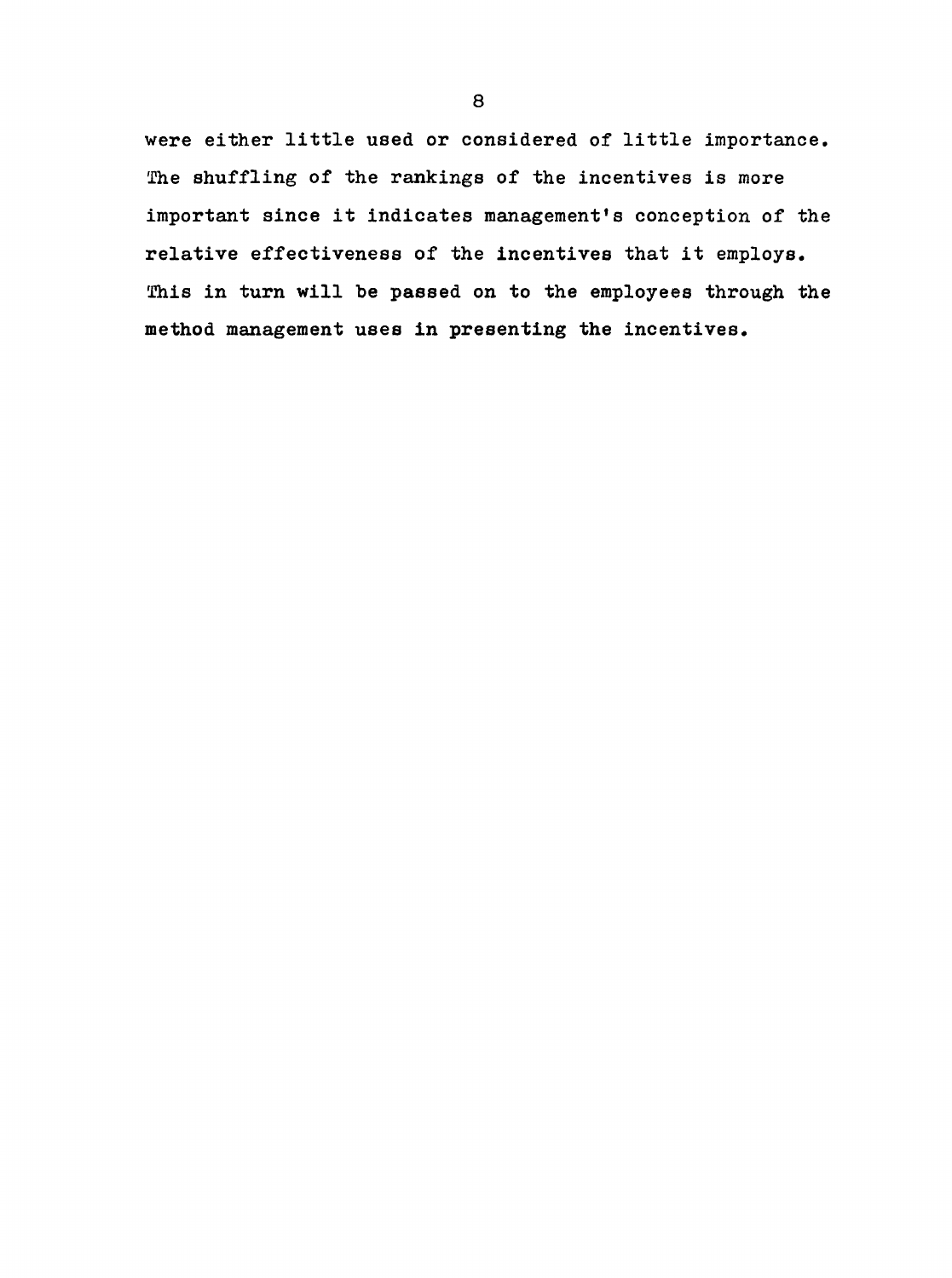were either little used or considered of little importance. The shuffling of the rankings of the incentives is more important since it indicates management's conception of the relative effectiveness of the incentives that it employs. This in turn will be passed on to the employees through the method management uses in presenting the incentives.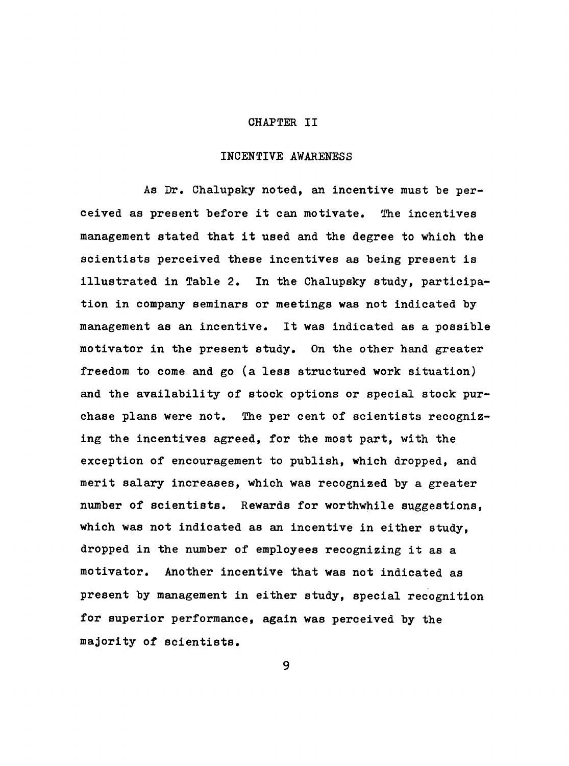# CHAPTER II

## INCENTIVE AWARENESS

As Dr. Chalupsky noted, an incentive must be perceived as present before it can motivate. The incentives management stated that it used and the degree to which the scientists perceived these incentives as being present is illustrated in Table 2. In the Chalupsky study, participation in company seminars or meetings was not indicated by management as an incentive. It was indicated as a possible motivator in the present study. On the other hand greater freedom to come and go (a less structured work situation) and the availability of stock options or special stock purchase plans were not. The per cent of scientists recognizing the incentives agreed, for the most part, with the exception of encouragement to publish, which dropped, and merit salary increases, which was recognized by a greater number of scientists. Rewards for worthwhile suggestions, which was not indicated as an incentive in either study, dropped in the number of employees recognizing it as a motivator. Another incentive that was not indicated as present by management in either study, special recognition for superior performance, again was perceived by the majority of scientists.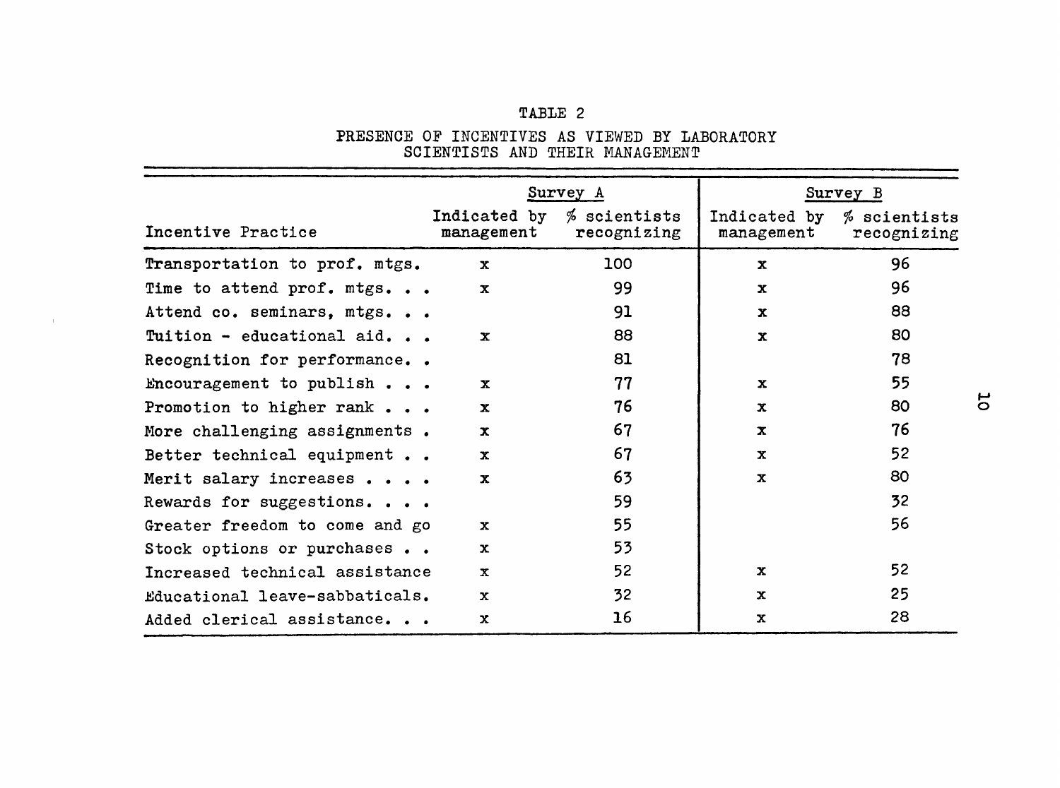TABLE 2

PRESENCE OF INCENTIVES AS VIEWED BY LABORATORY SCIENTISTS AND THEIR MANAGEMENT

| Incentive Practice | Survey A | | Survey B | |
|---|---|---|---|---|
| | Indicated by management | % scientists recognizing | Indicated by management | % scientists recognizing |
| Transportation to prof. mtgs. | x | 100 | x | 96 |
| Time to attend prof. mtgs. . . | x | 99 | x | 96 |
| Attend co. seminars, mtgs. . . | | 91 | x | 88 |
| Tuition - educational aid. . . | x | 88 | x | 80 |
| Recognition for performance. . | | 81 | | 78 |
| Encouragement to publish . . . | x | 77 | x | 55 |
| Promotion to higher rank . . . | x | 76 | x | 80 |
| More challenging assignments . | x | 67 | x | 76 |
| Better technical equipment . . | x | 67 | x | 52 |
| Merit salary increases . . . . | x | 63 | x | 80 |
| Rewards for suggestions. . . . | | 59 | | 32 |
| Greater freedom to come and go | x | 55 | | 56 |
| Stock options or purchases . . | x | 53 | | |
| Increased technical assistance | x | 52 | x | 52 |
| Educational leave-sabbaticals. | x | 32 | x | 25 |
| Added clerical assistance. . . | x | 16 | x | 28 |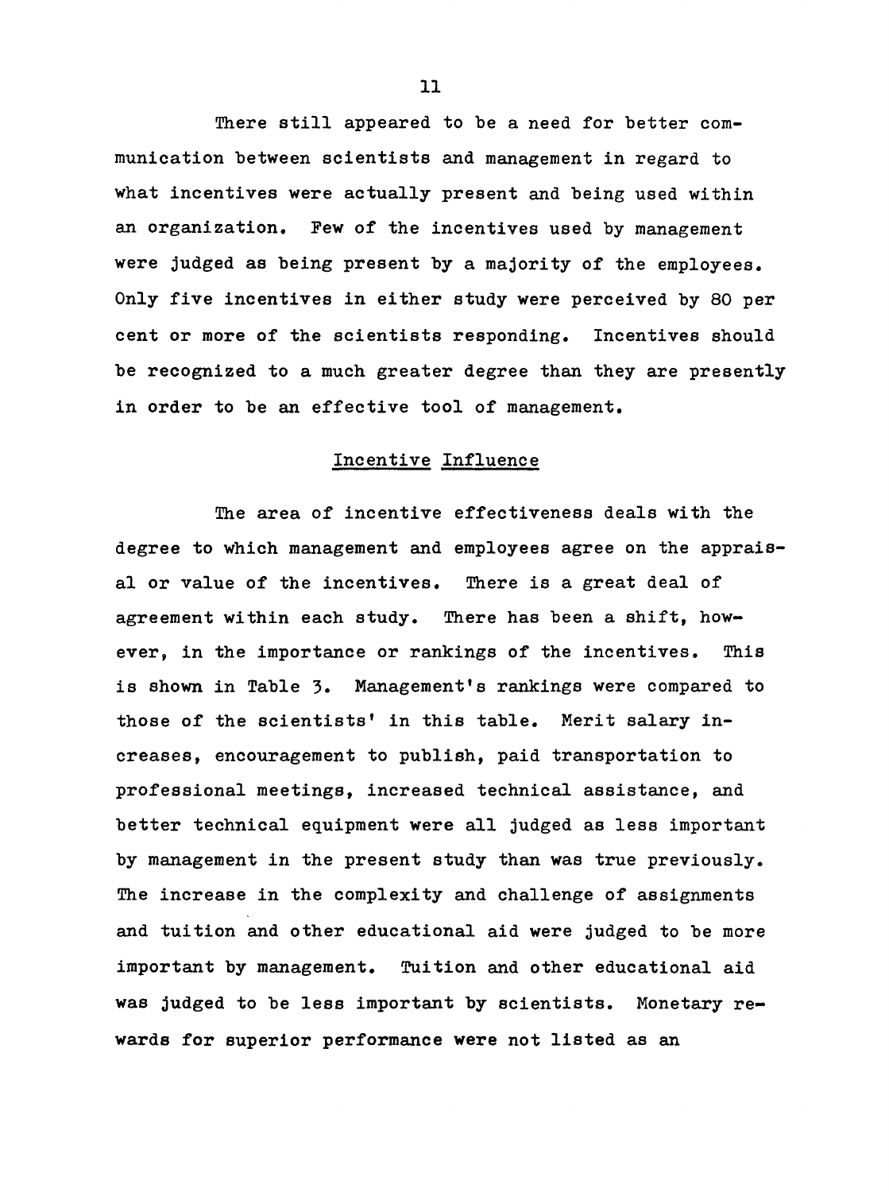There still appeared to be a need for better communication between scientists and management in regard to what incentives were actually present and being used within an organization. Few of the incentives used by management were judged as being present by a majority of the employees. Only five incentives in either study were perceived by 80 per cent or more of the scientists responding. Incentives should be recognized to a much greater degree than they are presently in order to be an effective tool of management.

## Incentive Influence

The area of incentive effectiveness deals with the degree to which management and employees agree on the appraisal or value of the incentives. There is a great deal of agreement within each study. There has been a shift, however, in the importance or rankings of the incentives. This is shown in Table 3. Management's rankings were compared to those of the scientists' in this table. Merit salary increases, encouragement to publish, paid transportation to professional meetings, increased technical assistance, and better technical equipment were all judged as less important by management in the present study than was true previously. The increase in the complexity and challenge of assignments and tuition and other educational aid were judged to be more important by management. Tuition and other educational aid was judged to be less important by scientists. Monetary rewards for superior performance were not listed as an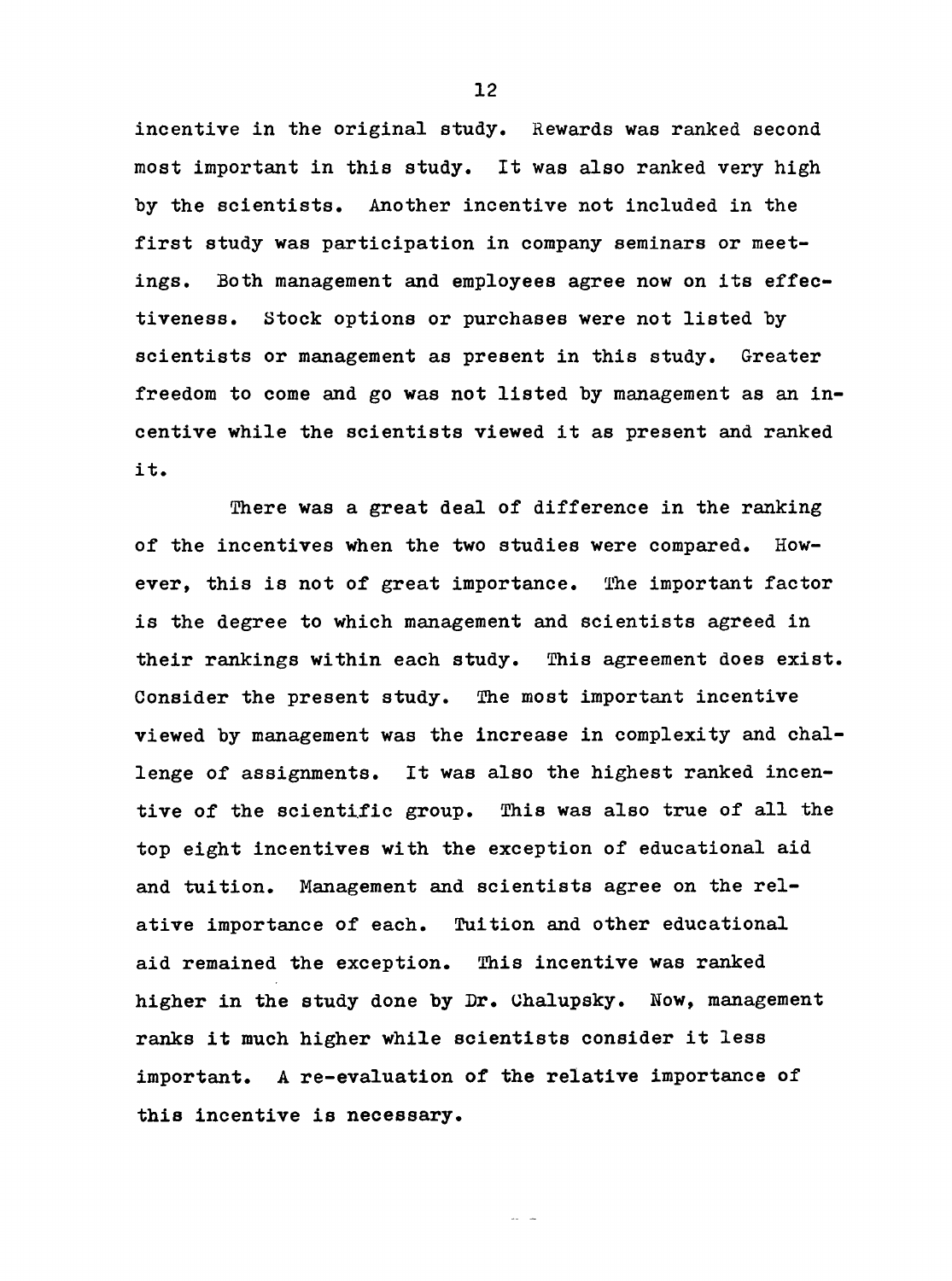incentive in the original study. Rewards was ranked second most important in this study. It was also ranked very high by the scientists. Another incentive not included in the first study was participation in company seminars or meetings. Both management and employees agree now on its effectiveness. Stock options or purchases were not listed by scientists or management as present in this study. Greater freedom to come and go was not listed by management as an incentive while the scientists viewed it as present and ranked it.

There was a great deal of difference in the ranking of the incentives when the two studies were compared. However, this is not of great importance. The important factor is the degree to which management and scientists agreed in their rankings within each study. This agreement does exist. Consider the present study. The most important incentive viewed by management was the increase in complexity and challenge of assignments. It was also the highest ranked incentive of the scientific group. This was also true of all the top eight incentives with the exception of educational aid and tuition. Management and scientists agree on the relative importance of each. Tuition and other educational aid remained the exception. This incentive was ranked higher in the study done by Dr. Chalupsky. Now, management ranks it much higher while scientists consider it less important. A re-evaluation of the relative importance of this incentive is necessary.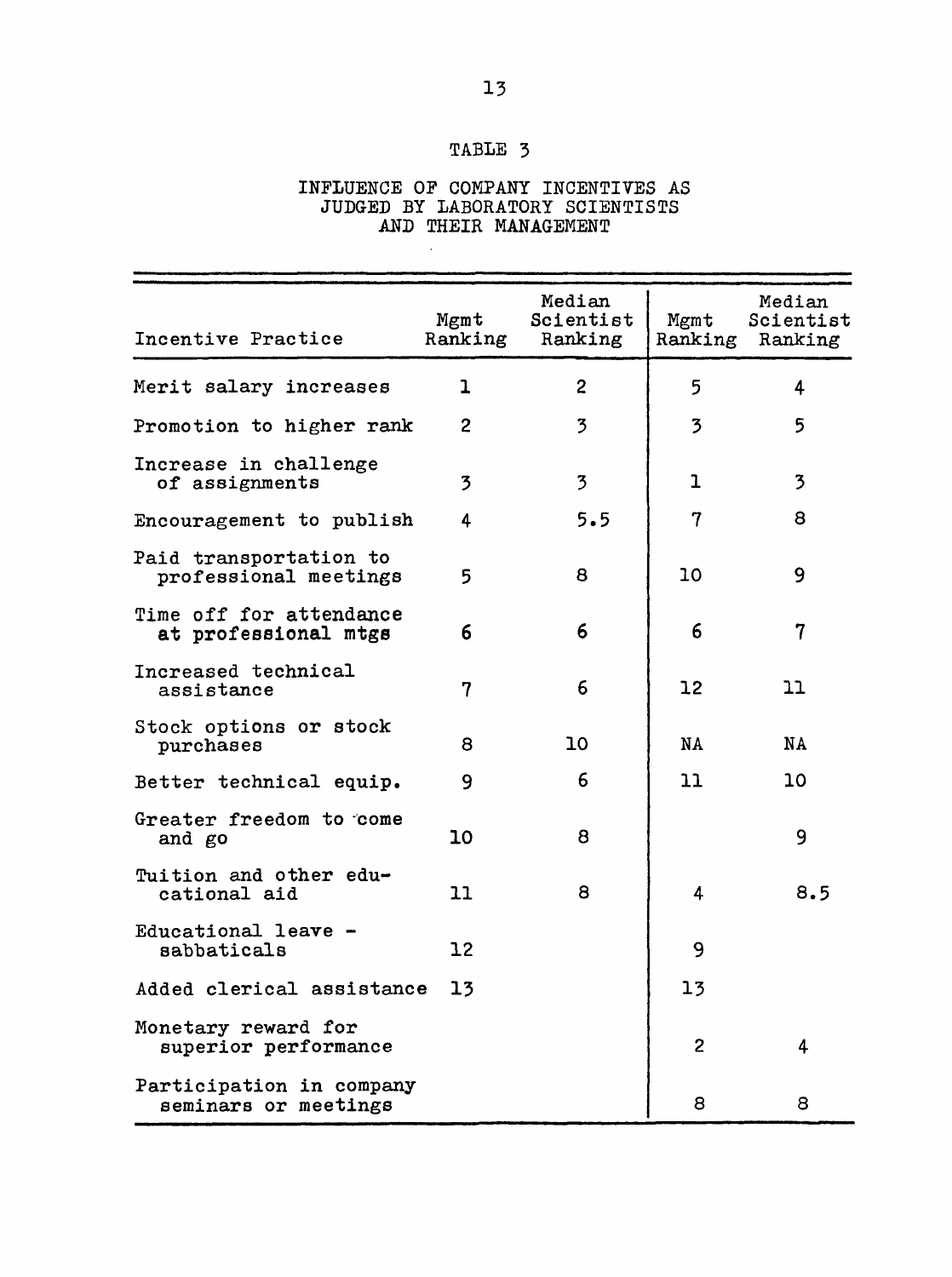TABLE 3

INFLUENCE OF COMPANY INCENTIVES AS JUDGED BY LABORATORY SCIENTISTS AND THEIR MANAGEMENT

| Incentive Practice | Mgmt Ranking | Median Scientist Ranking | Mgmt Ranking | Median Scientist Ranking |
|---|---|---|---|---|
| Merit salary increases | 1 | 2 | 5 | 4 |
| Promotion to higher rank | 2 | 3 | 3 | 5 |
| Increase in challenge of assignments | 3 | 3 | 1 | 3 |
| Encouragement to publish | 4 | 5.5 | 7 | 8 |
| Paid transportation to professional meetings | 5 | 8 | 10 | 9 |
| Time off for attendance at professional mtgs | 6 | 6 | 6 | 7 |
| Increased technical assistance | 7 | 6 | 12 | 11 |
| Stock options or stock purchases | 8 | 10 | NA | NA |
| Better technical equip. | 9 | 6 | 11 | 10 |
| Greater freedom to come and go | 10 | 8 | | 9 |
| Tuition and other educational aid | 11 | 8 | 4 | 8.5 |
| Educational leave - sabbaticals | 12 | | 9 | |
| Added clerical assistance | 13 | | 13 | |
| Monetary reward for superior performance | | | 2 | 4 |
| Participation in company seminars or meetings | | | 8 | 8 |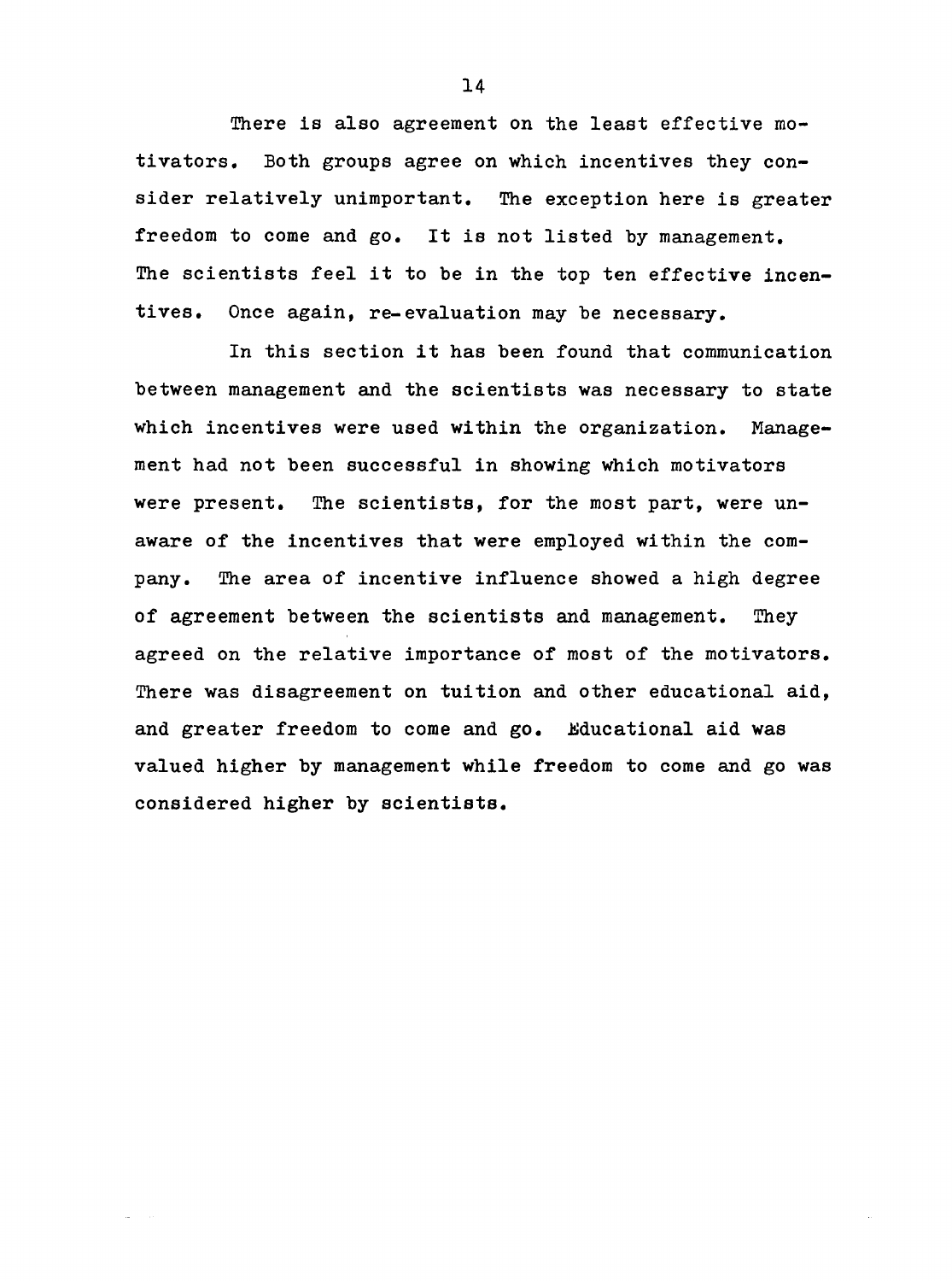There is also agreement on the least effective motivators. Both groups agree on which incentives they consider relatively unimportant. The exception here is greater freedom to come and go. It is not listed by management. The scientists feel it to be in the top ten effective incentives. Once again, re-evaluation may be necessary.

In this section it has been found that communication between management and the scientists was necessary to state which incentives were used within the organization. Management had not been successful in showing which motivators were present. The scientists, for the most part, were unaware of the incentives that were employed within the company. The area of incentive influence showed a high degree of agreement between the scientists and management. They agreed on the relative importance of most of the motivators. There was disagreement on tuition and other educational aid, and greater freedom to come and go. Educational aid was valued higher by management while freedom to come and go was considered higher by scientists.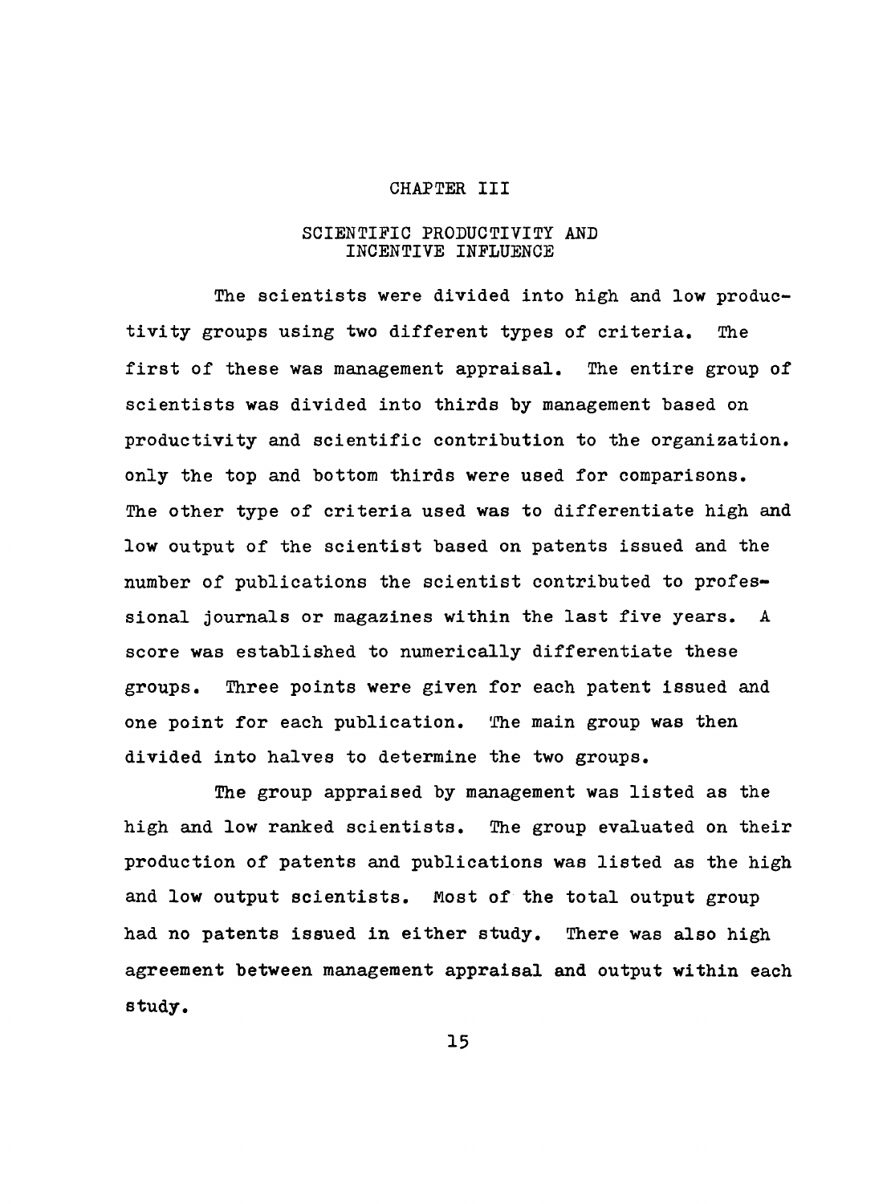# CHAPTER III

## SCIENTIFIC PRODUCTIVITY AND INCENTIVE INFLUENCE

The scientists were divided into high and low productivity groups using two different types of criteria. The first of these was management appraisal. The entire group of scientists was divided into thirds by management based on productivity and scientific contribution to the organization. only the top and bottom thirds were used for comparisons. The other type of criteria used was to differentiate high and low output of the scientist based on patents issued and the number of publications the scientist contributed to professional journals or magazines within the last five years. A score was established to numerically differentiate these groups. Three points were given for each patent issued and one point for each publication. The main group was then divided into halves to determine the two groups.

The group appraised by management was listed as the high and low ranked scientists. The group evaluated on their production of patents and publications was listed as the high and low output scientists. Most of the total output group had no patents issued in either study. There was also high agreement between management appraisal and output within each study.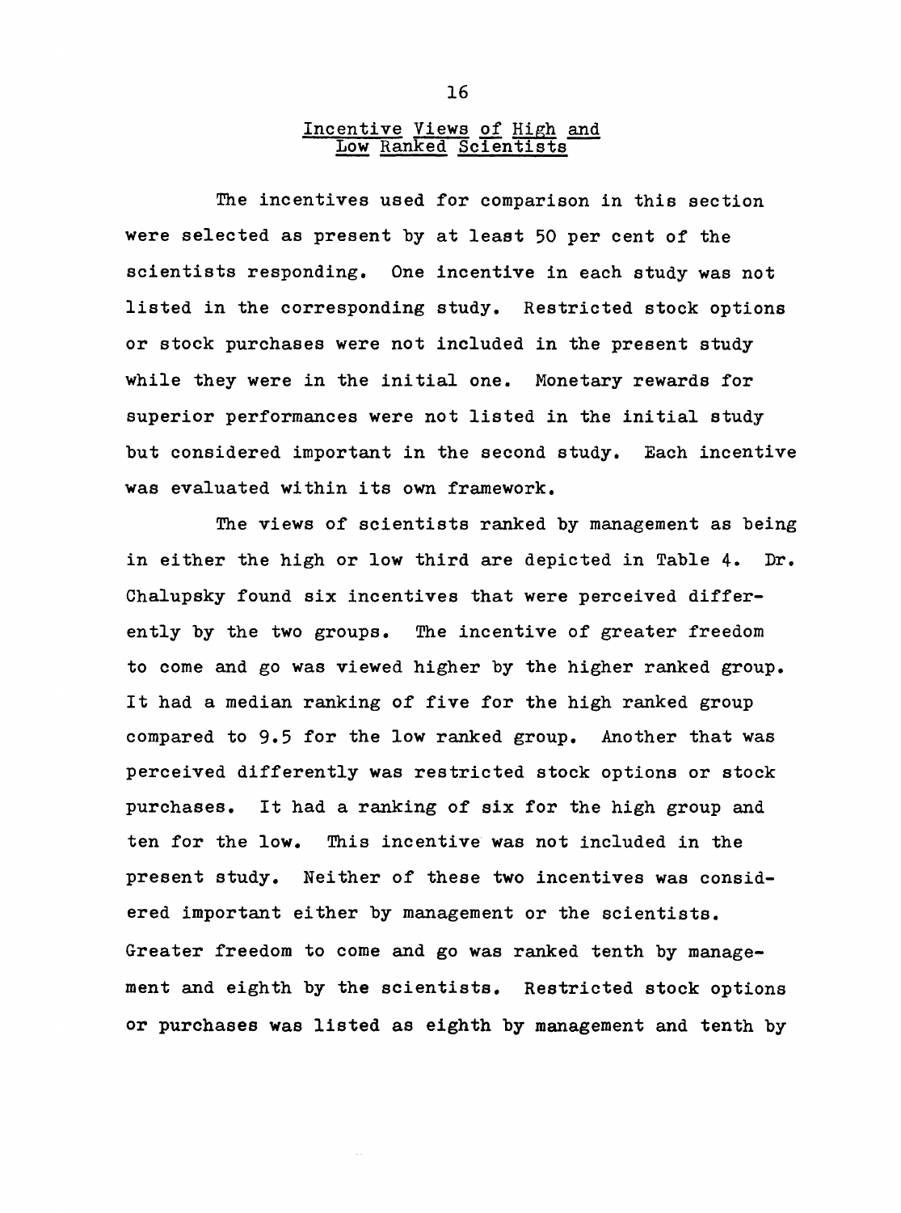## Incentive Views of High and Low Ranked Scientists

The incentives used for comparison in this section were selected as present by at least 50 per cent of the scientists responding. One incentive in each study was not listed in the corresponding study. Restricted stock options or stock purchases were not included in the present study while they were in the initial one. Monetary rewards for superior performances were not listed in the initial study but considered important in the second study. Each incentive was evaluated within its own framework.

The views of scientists ranked by management as being in either the high or low third are depicted in Table 4. Dr. Chalupsky found six incentives that were perceived differently by the two groups. The incentive of greater freedom to come and go was viewed higher by the higher ranked group. It had a median ranking of five for the high ranked group compared to 9.5 for the low ranked group. Another that was perceived differently was restricted stock options or stock purchases. It had a ranking of six for the high group and ten for the low. This incentive was not included in the present study. Neither of these two incentives was considered important either by management or the scientists. Greater freedom to come and go was ranked tenth by management and eighth by the scientists. Restricted stock options or purchases was listed as eighth by management and tenth by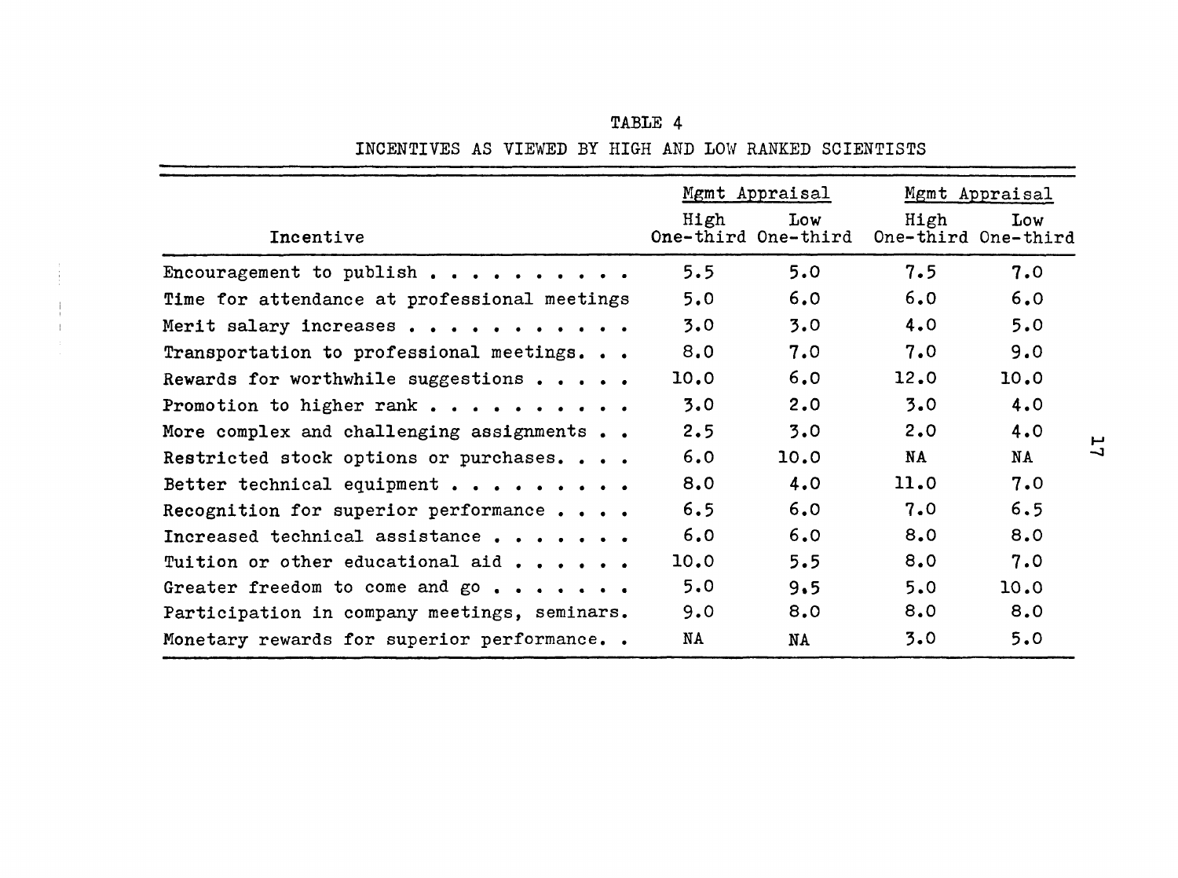TABLE 4

INCENTIVES AS VIEWED BY HIGH AND LOW RANKED SCIENTISTS

| Incentive | Mgmt Appraisal | | Mgmt Appraisal | |
|---|---|---|---|---|
| | High One-third | Low One-third | High One-third | Low One-third |
| Encouragement to publish | 5.5 | 5.0 | 7.5 | 7.0 |
| Time for attendance at professional meetings | 5.0 | 6.0 | 6.0 | 6.0 |
| Merit salary increases | 3.0 | 3.0 | 4.0 | 5.0 |
| Transportation to professional meetings | 8.0 | 7.0 | 7.0 | 9.0 |
| Rewards for worthwhile suggestions | 10.0 | 6.0 | 12.0 | 10.0 |
| Promotion to higher rank | 3.0 | 2.0 | 3.0 | 4.0 |
| More complex and challenging assignments | 2.5 | 3.0 | 2.0 | 4.0 |
| Restricted stock options or purchases | 6.0 | 10.0 | NA | NA |
| Better technical equipment | 8.0 | 4.0 | 11.0 | 7.0 |
| Recognition for superior performance | 6.5 | 6.0 | 7.0 | 6.5 |
| Increased technical assistance | 6.0 | 6.0 | 8.0 | 8.0 |
| Tuition or other educational aid | 10.0 | 5.5 | 8.0 | 7.0 |
| Greater freedom to come and go | 5.0 | 9.5 | 5.0 | 10.0 |
| Participation in company meetings, seminars. | 9.0 | 8.0 | 8.0 | 8.0 |
| Monetary rewards for superior performance | NA | NA | 3.0 | 5.0 |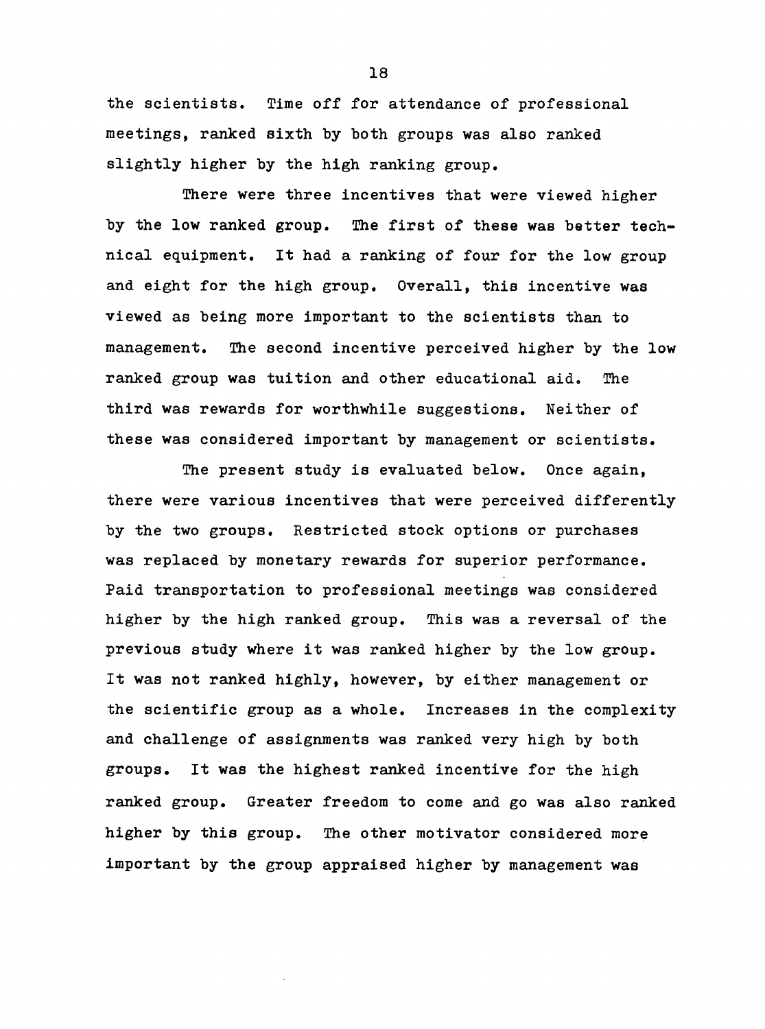the scientists. Time off for attendance of professional meetings, ranked sixth by both groups was also ranked slightly higher by the high ranking group.

There were three incentives that were viewed higher by the low ranked group. The first of these was better technical equipment. It had a ranking of four for the low group and eight for the high group. Overall, this incentive was viewed as being more important to the scientists than to management. The second incentive perceived higher by the low ranked group was tuition and other educational aid. The third was rewards for worthwhile suggestions. Neither of these was considered important by management or scientists.

The present study is evaluated below. Once again, there were various incentives that were perceived differently by the two groups. Restricted stock options or purchases was replaced by monetary rewards for superior performance. Paid transportation to professional meetings was considered higher by the high ranked group. This was a reversal of the previous study where it was ranked higher by the low group. It was not ranked highly, however, by either management or the scientific group as a whole. Increases in the complexity and challenge of assignments was ranked very high by both groups. It was the highest ranked incentive for the high ranked group. Greater freedom to come and go was also ranked higher by this group. The other motivator considered more important by the group appraised higher by management was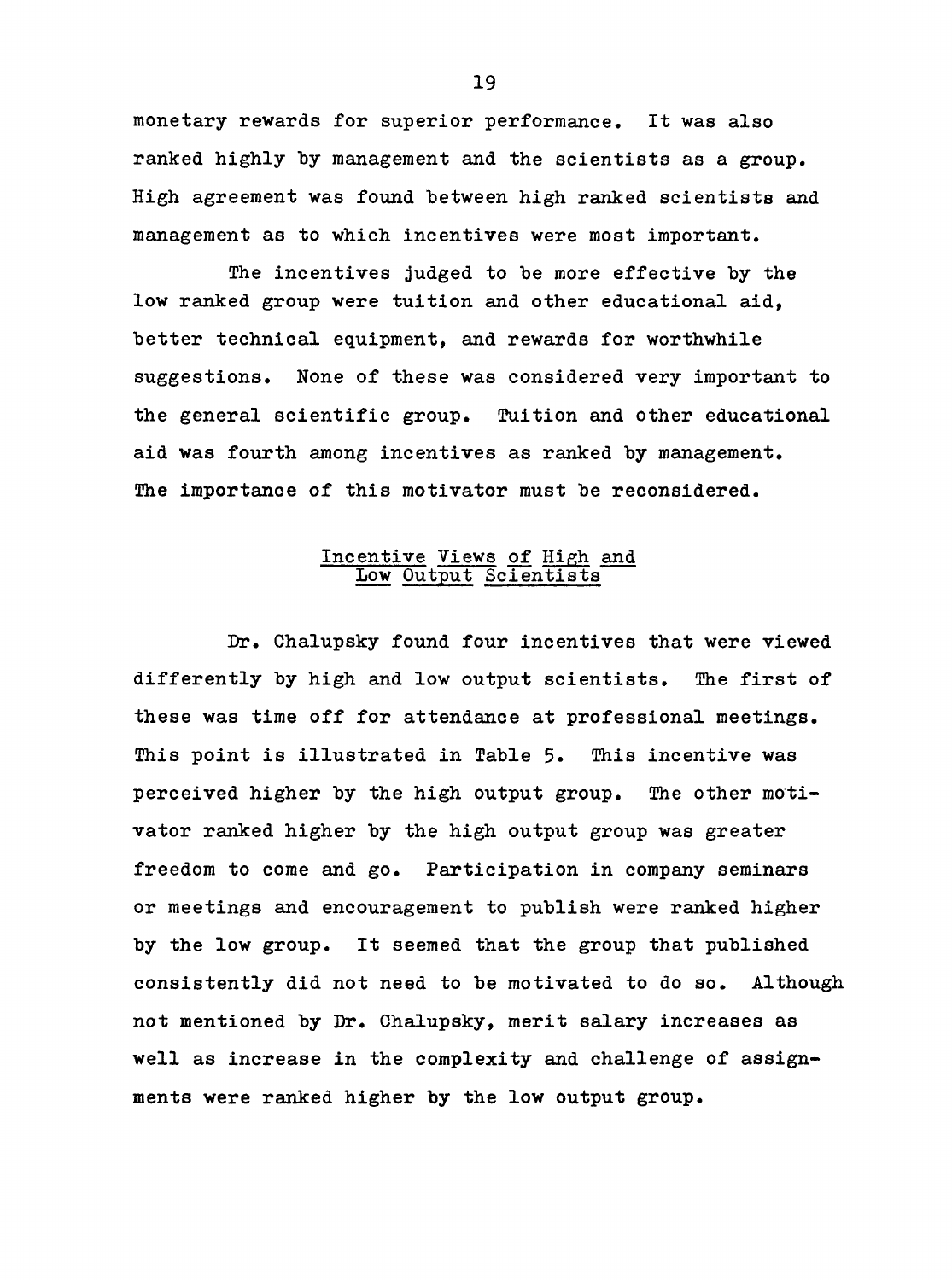monetary rewards for superior performance. It was also ranked highly by management and the scientists as a group. High agreement was found between high ranked scientists and management as to which incentives were most important.

The incentives judged to be more effective by the low ranked group were tuition and other educational aid, better technical equipment, and rewards for worthwhile suggestions. None of these was considered very important to the general scientific group. Tuition and other educational aid was fourth among incentives as ranked by management. The importance of this motivator must be reconsidered.

## Incentive Views of High and Low Output Scientists

Dr. Chalupsky found four incentives that were viewed differently by high and low output scientists. The first of these was time off for attendance at professional meetings. This point is illustrated in Table 5. This incentive was perceived higher by the high output group. The other motivator ranked higher by the high output group was greater freedom to come and go. Participation in company seminars or meetings and encouragement to publish were ranked higher by the low group. It seemed that the group that published consistently did not need to be motivated to do so. Although not mentioned by Dr. Chalupsky, merit salary increases as well as increase in the complexity and challenge of assignments were ranked higher by the low output group.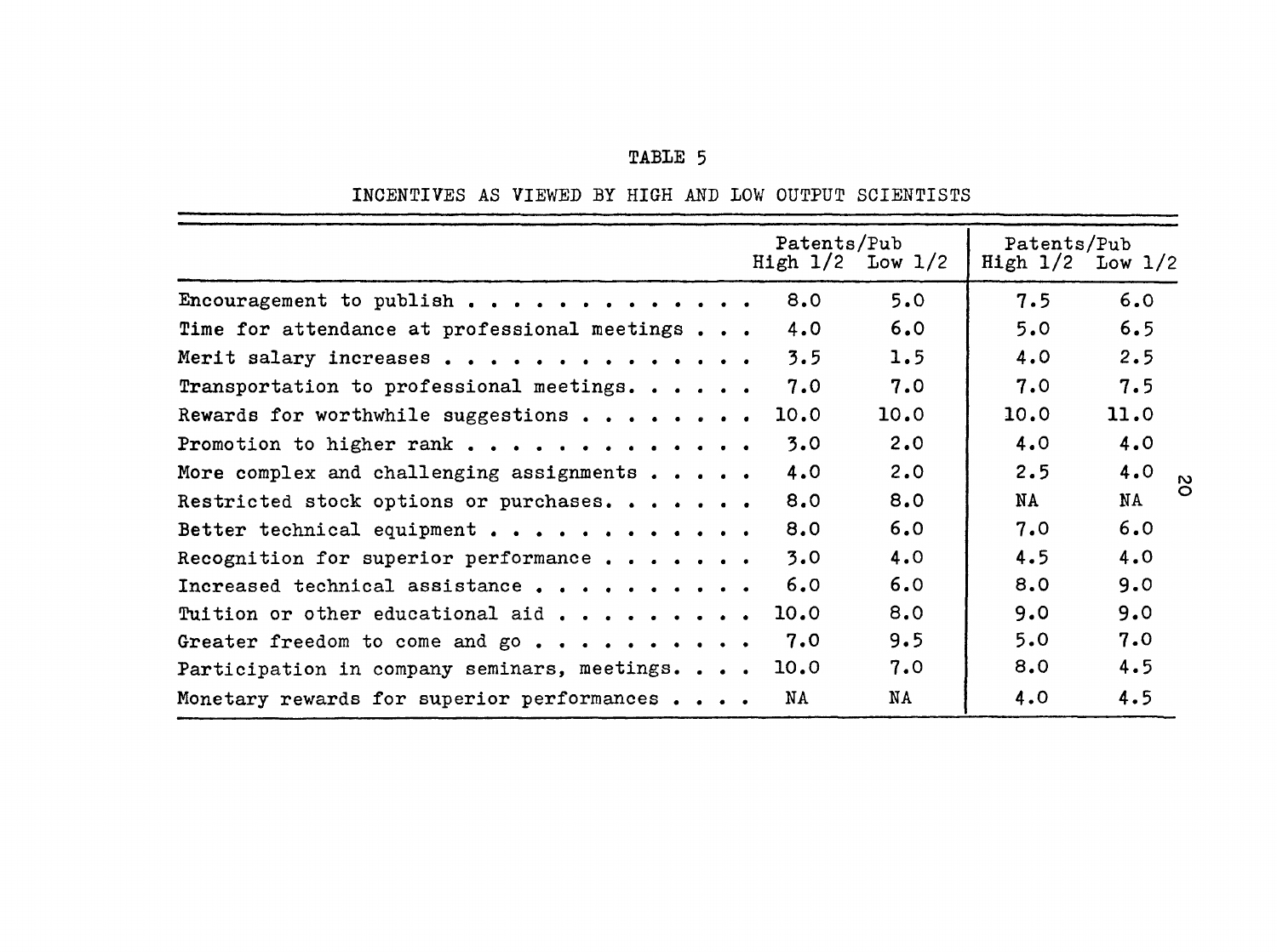TABLE 5

INCENTIVES AS VIEWED BY HIGH AND LOW OUTPUT SCIENTISTS

| | Patents/Pub | | Patents/Pub | |
|---|---|---|---|---|
| | High 1/2 | Low 1/2 | High 1/2 | Low 1/2 |
| Encouragement to publish . . . . . . . . . . . . . | 8.0 | 5.0 | 7.5 | 6.0 |
| Time for attendance at professional meetings . . . | 4.0 | 6.0 | 5.0 | 6.5 |
| Merit salary increases . . . . . . . . . . . . . . | 3.5 | 1.5 | 4.0 | 2.5 |
| Transportation to professional meetings. . . . . . | 7.0 | 7.0 | 7.0 | 7.5 |
| Rewards for worthwhile suggestions . . . . . . . . | 10.0 | 10.0 | 10.0 | 11.0 |
| Promotion to higher rank . . . . . . . . . . . . . | 3.0 | 2.0 | 4.0 | 4.0 |
| More complex and challenging assignments . . . . . | 4.0 | 2.0 | 2.5 | 4.0 |
| Restricted stock options or purchases. . . . . . . | 8.0 | 8.0 | NA | NA |
| Better technical equipment . . . . . . . . . . . . | 8.0 | 6.0 | 7.0 | 6.0 |
| Recognition for superior performance . . . . . . . | 3.0 | 4.0 | 4.5 | 4.0 |
| Increased technical assistance . . . . . . . . . . | 6.0 | 6.0 | 8.0 | 9.0 |
| Tuition or other educational aid . . . . . . . . . | 10.0 | 8.0 | 9.0 | 9.0 |
| Greater freedom to come and go . . . . . . . . . . | 7.0 | 9.5 | 5.0 | 7.0 |
| Participation in company seminars, meetings. . . . | 10.0 | 7.0 | 8.0 | 4.5 |
| Monetary rewards for superior performances . . . . | NA | NA | 4.0 | 4.5 |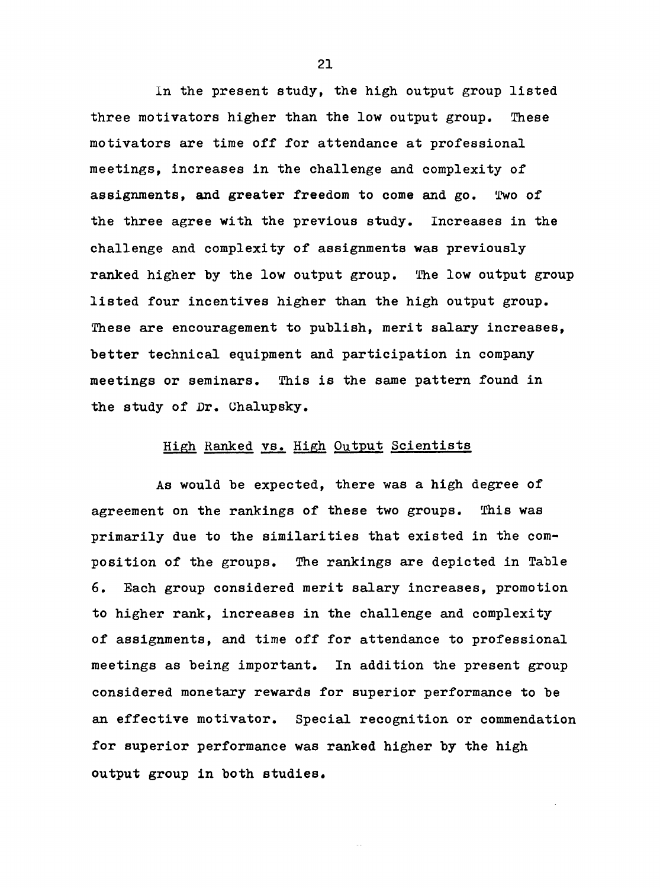In the present study, the high output group listed three motivators higher than the low output group. These motivators are time off for attendance at professional meetings, increases in the challenge and complexity of assignments, and greater freedom to come and go. Two of the three agree with the previous study. Increases in the challenge and complexity of assignments was previously ranked higher by the low output group. The low output group listed four incentives higher than the high output group. These are encouragement to publish, merit salary increases, better technical equipment and participation in company meetings or seminars. This is the same pattern found in the study of Dr. Chalupsky.

## High Ranked vs. High Output Scientists

As would be expected, there was a high degree of agreement on the rankings of these two groups. This was primarily due to the similarities that existed in the composition of the groups. The rankings are depicted in Table 6. Each group considered merit salary increases, promotion to higher rank, increases in the challenge and complexity of assignments, and time off for attendance to professional meetings as being important. In addition the present group considered monetary rewards for superior performance to be an effective motivator. Special recognition or commendation for superior performance was ranked higher by the high output group in both studies.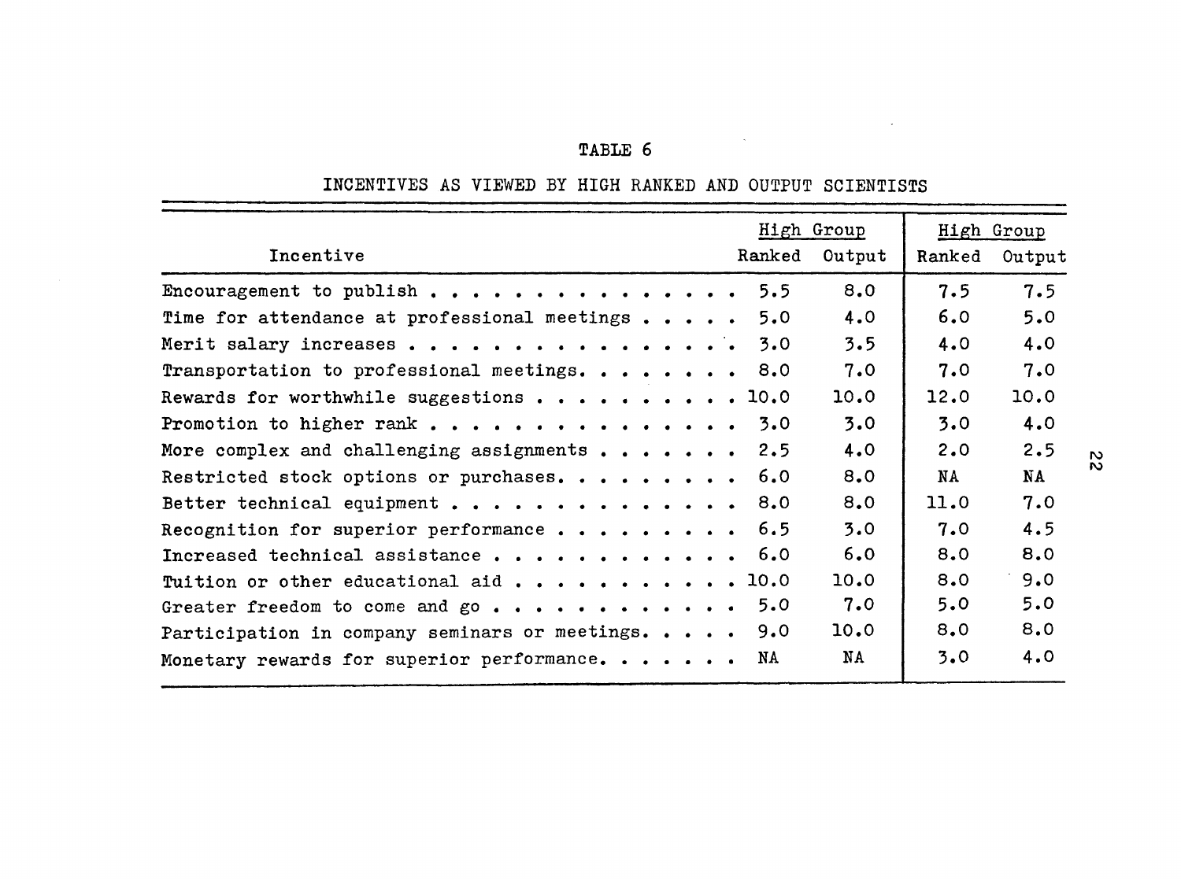TABLE 6

INCENTIVES AS VIEWED BY HIGH RANKED AND OUTPUT SCIENTISTS

| Incentive | High Group | | High Group | |
|---|---|---|---|---|
| | Ranked | Output | Ranked | Output |
| Encouragement to publish | 5.5 | 8.0 | 7.5 | 7.5 |
| Time for attendance at professional meetings | 5.0 | 4.0 | 6.0 | 5.0 |
| Merit salary increases | 3.0 | 3.5 | 4.0 | 4.0 |
| Transportation to professional meetings | 8.0 | 7.0 | 7.0 | 7.0 |
| Rewards for worthwhile suggestions | 10.0 | 10.0 | 12.0 | 10.0 |
| Promotion to higher rank | 3.0 | 3.0 | 3.0 | 4.0 |
| More complex and challenging assignments | 2.5 | 4.0 | 2.0 | 2.5 |
| Restricted stock options or purchases | 6.0 | 8.0 | NA | NA |
| Better technical equipment | 8.0 | 8.0 | 11.0 | 7.0 |
| Recognition for superior performance | 6.5 | 3.0 | 7.0 | 4.5 |
| Increased technical assistance | 6.0 | 6.0 | 8.0 | 8.0 |
| Tuition or other educational aid | 10.0 | 10.0 | 8.0 | 9.0 |
| Greater freedom to come and go | 5.0 | 7.0 | 5.0 | 5.0 |
| Participation in company seminars or meetings | 9.0 | 10.0 | 8.0 | 8.0 |
| Monetary rewards for superior performance | NA | NA | 3.0 | 4.0 |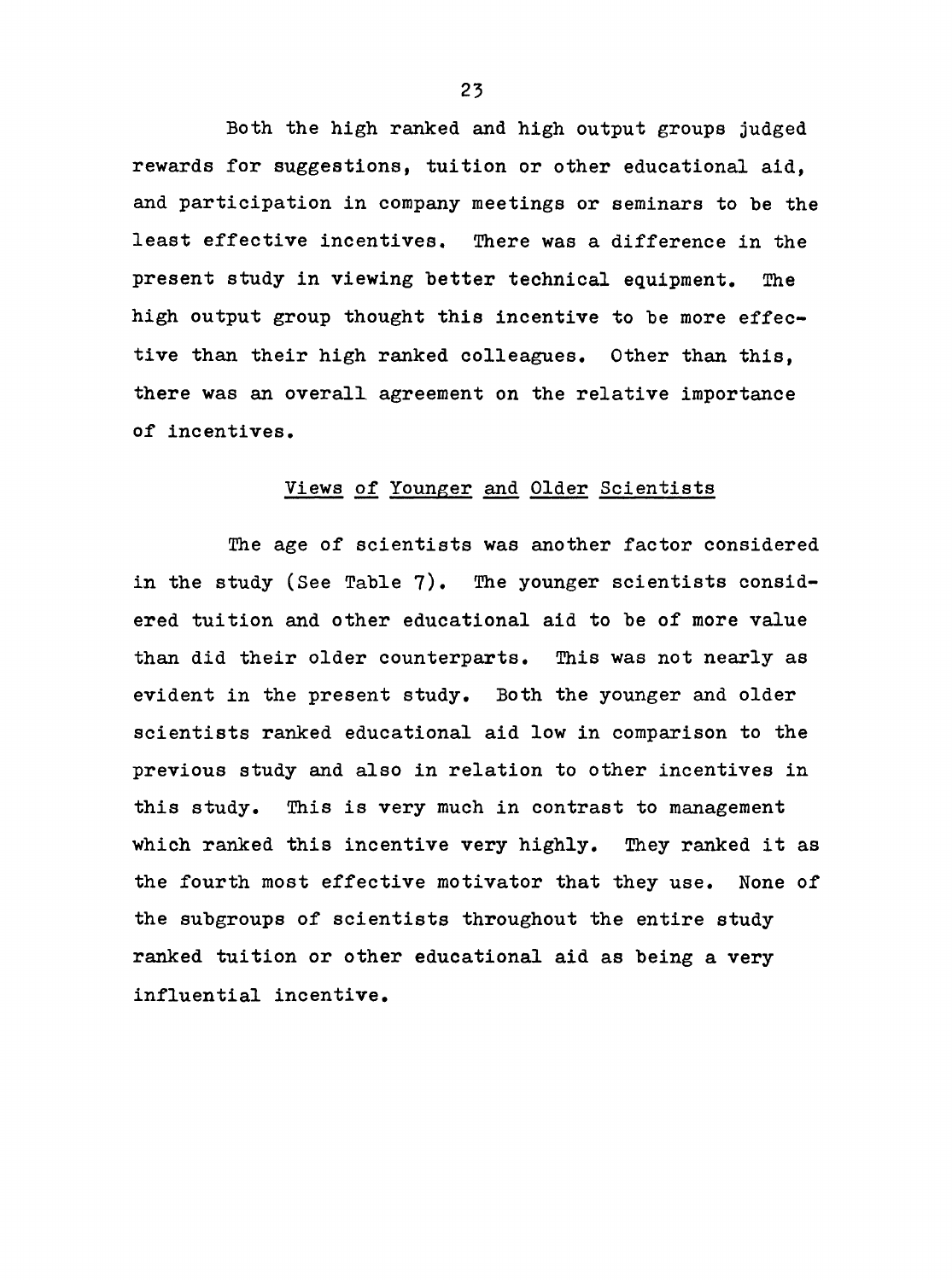Both the high ranked and high output groups judged rewards for suggestions, tuition or other educational aid, and participation in company meetings or seminars to be the least effective incentives. There was a difference in the present study in viewing better technical equipment. The high output group thought this incentive to be more effective than their high ranked colleagues. Other than this, there was an overall agreement on the relative importance of incentives.

## Views of Younger and Older Scientists

The age of scientists was another factor considered in the study (See Table 7). The younger scientists considered tuition and other educational aid to be of more value than did their older counterparts. This was not nearly as evident in the present study. Both the younger and older scientists ranked educational aid low in comparison to the previous study and also in relation to other incentives in this study. This is very much in contrast to management which ranked this incentive very highly. They ranked it as the fourth most effective motivator that they use. None of the subgroups of scientists throughout the entire study ranked tuition or other educational aid as being a very influential incentive.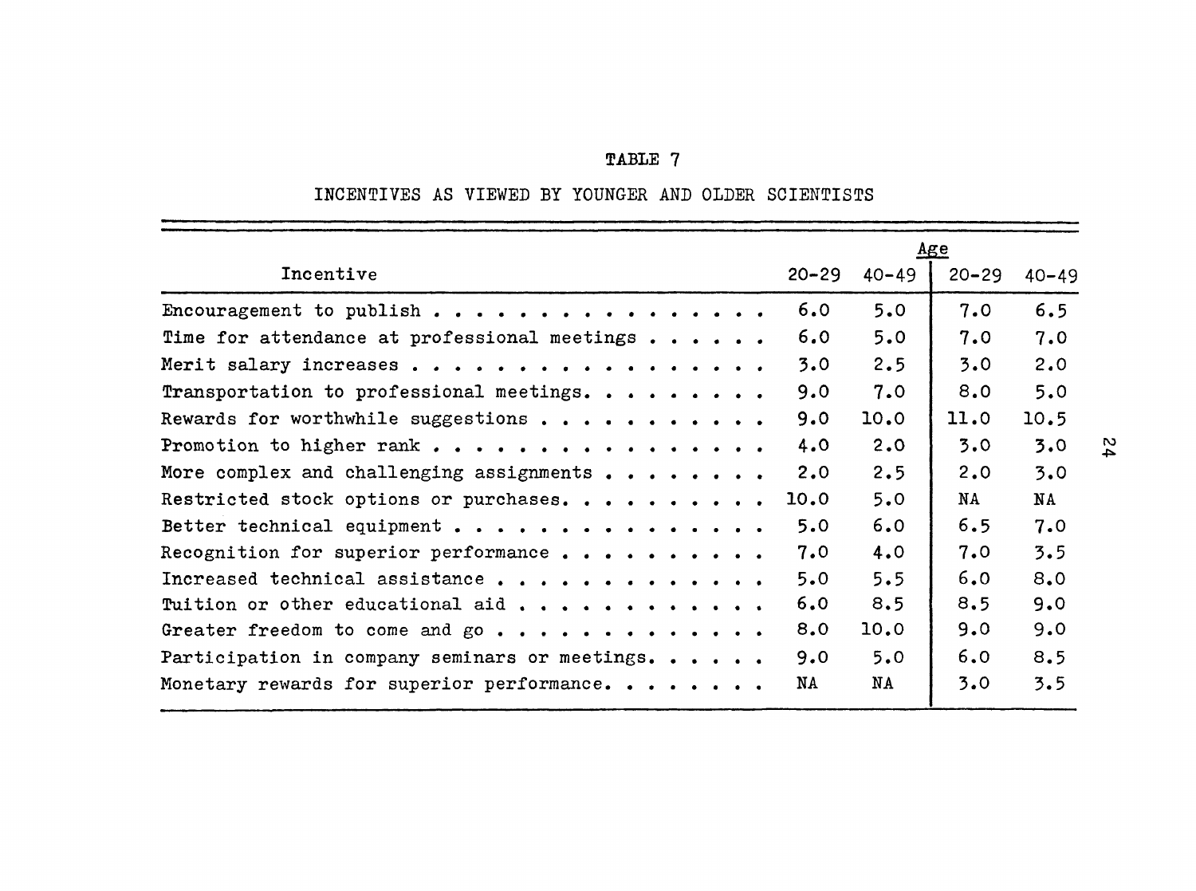TABLE 7

INCENTIVES AS VIEWED BY YOUNGER AND OLDER SCIENTISTS

| Incentive | Age | | | |
|---|---|---|---|---|
| | 20-29 | 40-49 | 20-29 | 40-49 |
| Encouragement to publish | 6.0 | 5.0 | 7.0 | 6.5 |
| Time for attendance at professional meetings | 6.0 | 5.0 | 7.0 | 7.0 |
| Merit salary increases | 3.0 | 2.5 | 3.0 | 2.0 |
| Transportation to professional meetings | 9.0 | 7.0 | 8.0 | 5.0 |
| Rewards for worthwhile suggestions | 9.0 | 10.0 | 11.0 | 10.5 |
| Promotion to higher rank | 4.0 | 2.0 | 3.0 | 3.0 |
| More complex and challenging assignments | 2.0 | 2.5 | 2.0 | 3.0 |
| Restricted stock options or purchases | 10.0 | 5.0 | NA | NA |
| Better technical equipment | 5.0 | 6.0 | 6.5 | 7.0 |
| Recognition for superior performance | 7.0 | 4.0 | 7.0 | 3.5 |
| Increased technical assistance | 5.0 | 5.5 | 6.0 | 8.0 |
| Tuition or other educational aid | 6.0 | 8.5 | 8.5 | 9.0 |
| Greater freedom to come and go | 8.0 | 10.0 | 9.0 | 9.0 |
| Participation in company seminars or meetings | 9.0 | 5.0 | 6.0 | 8.5 |
| Monetary rewards for superior performance | NA | NA | 3.0 | 3.5 |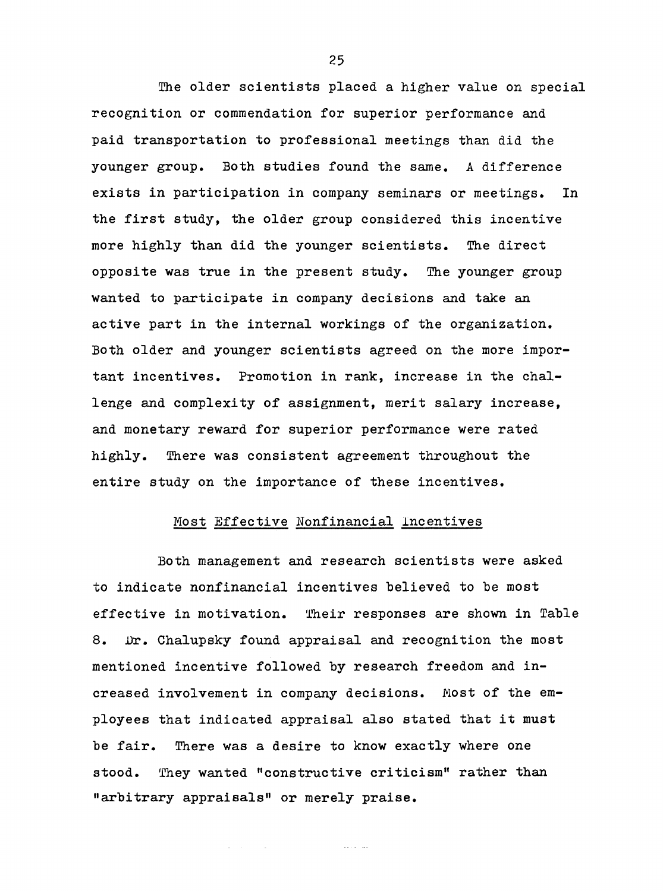The older scientists placed a higher value on special recognition or commendation for superior performance and paid transportation to professional meetings than did the younger group. Both studies found the same. A difference exists in participation in company seminars or meetings. In the first study, the older group considered this incentive more highly than did the younger scientists. The direct opposite was true in the present study. The younger group wanted to participate in company decisions and take an active part in the internal workings of the organization. Both older and younger scientists agreed on the more important incentives. Promotion in rank, increase in the challenge and complexity of assignment, merit salary increase, and monetary reward for superior performance were rated highly. There was consistent agreement throughout the entire study on the importance of these incentives.

## Most Effective Nonfinancial Incentives

Both management and research scientists were asked to indicate nonfinancial incentives believed to be most effective in motivation. Their responses are shown in Table 8. Dr. Chalupsky found appraisal and recognition the most mentioned incentive followed by research freedom and increased involvement in company decisions. Most of the employees that indicated appraisal also stated that it must be fair. There was a desire to know exactly where one stood. They wanted "constructive criticism" rather than "arbitrary appraisals" or merely praise.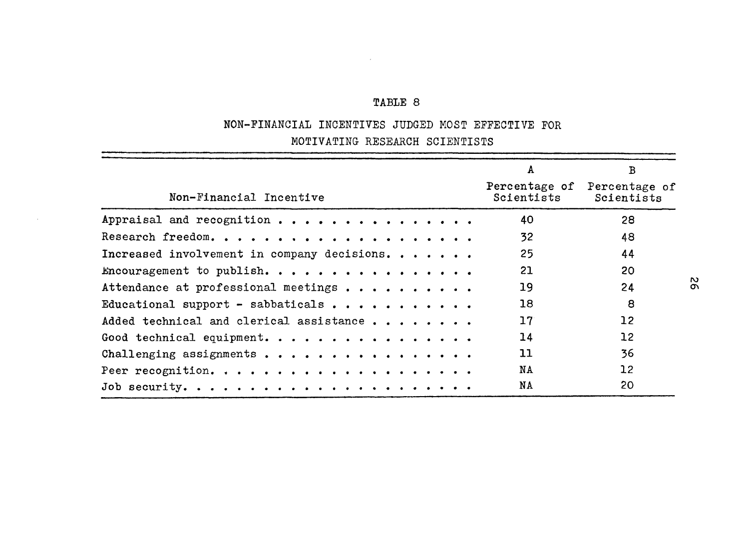TABLE 8

NON-FINANCIAL INCENTIVES JUDGED MOST EFFECTIVE FOR MOTIVATING RESEARCH SCIENTISTS

| Non-Financial Incentive | A<br>Percentage of Scientists | B<br>Percentage of Scientists |
|---|---|---|
| Appraisal and recognition | 40 | 28 |
| Research freedom | 32 | 48 |
| Increased involvement in company decisions | 25 | 44 |
| Encouragement to publish | 21 | 20 |
| Attendance at professional meetings | 19 | 24 |
| Educational support - sabbaticals | 18 | 8 |
| Added technical and clerical assistance | 17 | 12 |
| Good technical equipment | 14 | 12 |
| Challenging assignments | 11 | 36 |
| Peer recognition | NA | 12 |
| Job security | NA | 20 |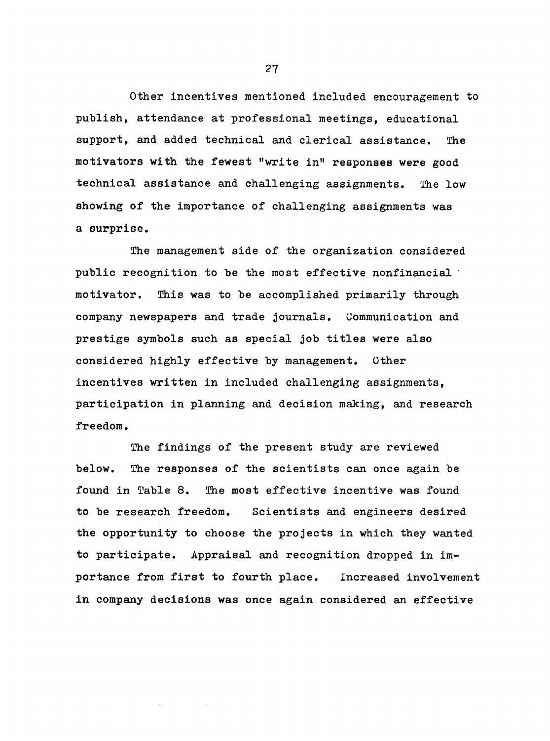Other incentives mentioned included encouragement to publish, attendance at professional meetings, educational support, and added technical and clerical assistance. The motivators with the fewest "write in" responses were good technical assistance and challenging assignments. The low showing of the importance of challenging assignments was a surprise.

The management side of the organization considered public recognition to be the most effective nonfinancial motivator. This was to be accomplished primarily through company newspapers and trade journals. Communication and prestige symbols such as special job titles were also considered highly effective by management. Other incentives written in included challenging assignments, participation in planning and decision making, and research freedom.

The findings of the present study are reviewed below. The responses of the scientists can once again be found in Table 8. The most effective incentive was found to be research freedom. Scientists and engineers desired the opportunity to choose the projects in which they wanted to participate. Appraisal and recognition dropped in importance from first to fourth place. Increased involvement in company decisions was once again considered an effective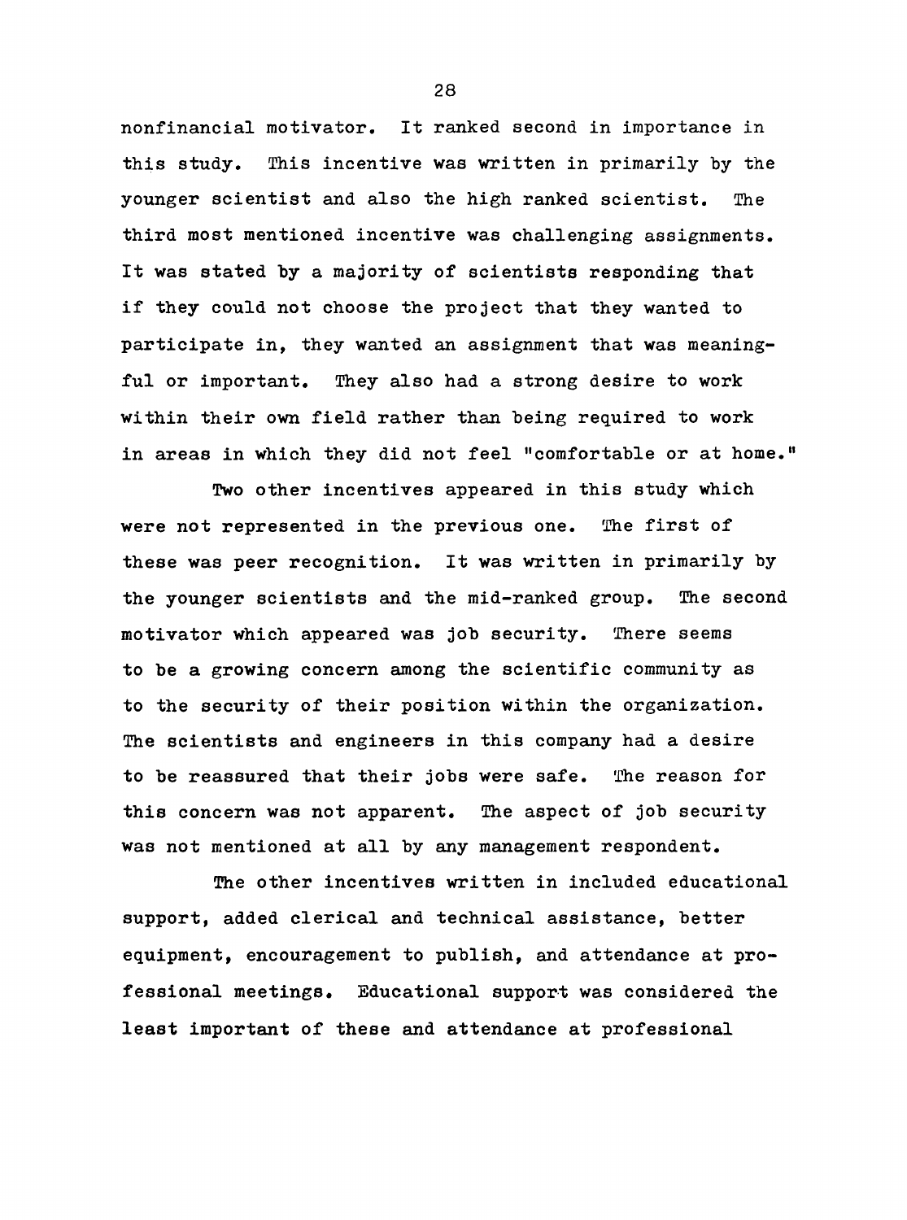nonfinancial motivator. It ranked second in importance in this study. This incentive was written in primarily by the younger scientist and also the high ranked scientist. The third most mentioned incentive was challenging assignments. It was stated by a majority of scientists responding that if they could not choose the project that they wanted to participate in, they wanted an assignment that was meaningful or important. They also had a strong desire to work within their own field rather than being required to work in areas in which they did not feel "comfortable or at home."

Two other incentives appeared in this study which were not represented in the previous one. The first of these was peer recognition. It was written in primarily by the younger scientists and the mid-ranked group. The second motivator which appeared was job security. There seems to be a growing concern among the scientific community as to the security of their position within the organization. The scientists and engineers in this company had a desire to be reassured that their jobs were safe. The reason for this concern was not apparent. The aspect of job security was not mentioned at all by any management respondent.

The other incentives written in included educational support, added clerical and technical assistance, better equipment, encouragement to publish, and attendance at professional meetings. Educational support was considered the least important of these and attendance at professional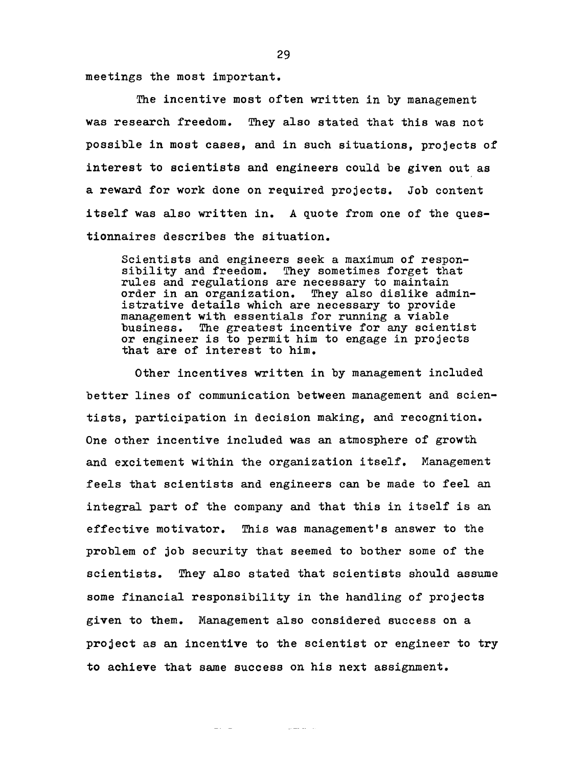meetings the most important.

The incentive most often written in by management was research freedom. They also stated that this was not possible in most cases, and in such situations, projects of interest to scientists and engineers could be given out as a reward for work done on required projects. Job content itself was also written in. A quote from one of the questionnaires describes the situation.

> Scientists and engineers seek a maximum of responsibility and freedom. They sometimes forget that rules and regulations are necessary to maintain order in an organization. They also dislike administrative details which are necessary to provide management with essentials for running a viable business. The greatest incentive for any scientist or engineer is to permit him to engage in projects that are of interest to him.

Other incentives written in by management included better lines of communication between management and scientists, participation in decision making, and recognition. One other incentive included was an atmosphere of growth and excitement within the organization itself. Management feels that scientists and engineers can be made to feel an integral part of the company and that this in itself is an effective motivator. This was management's answer to the problem of job security that seemed to bother some of the scientists. They also stated that scientists should assume some financial responsibility in the handling of projects given to them. Management also considered success on a project as an incentive to the scientist or engineer to try to achieve that same success on his next assignment.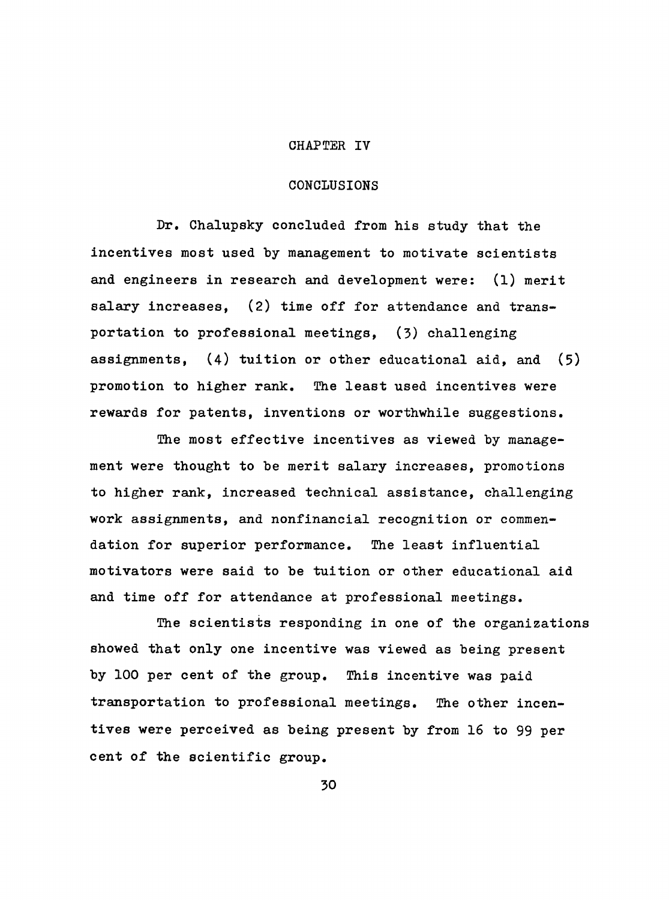# CHAPTER IV

## CONCLUSIONS

Dr. Chalupsky concluded from his study that the incentives most used by management to motivate scientists and engineers in research and development were: (1) merit salary increases, (2) time off for attendance and transportation to professional meetings, (3) challenging assignments, (4) tuition or other educational aid, and (5) promotion to higher rank. The least used incentives were rewards for patents, inventions or worthwhile suggestions.

The most effective incentives as viewed by management were thought to be merit salary increases, promotions to higher rank, increased technical assistance, challenging work assignments, and nonfinancial recognition or commendation for superior performance. The least influential motivators were said to be tuition or other educational aid and time off for attendance at professional meetings.

The scientists responding in one of the organizations showed that only one incentive was viewed as being present by 100 per cent of the group. This incentive was paid transportation to professional meetings. The other incentives were perceived as being present by from 16 to 99 per cent of the scientific group.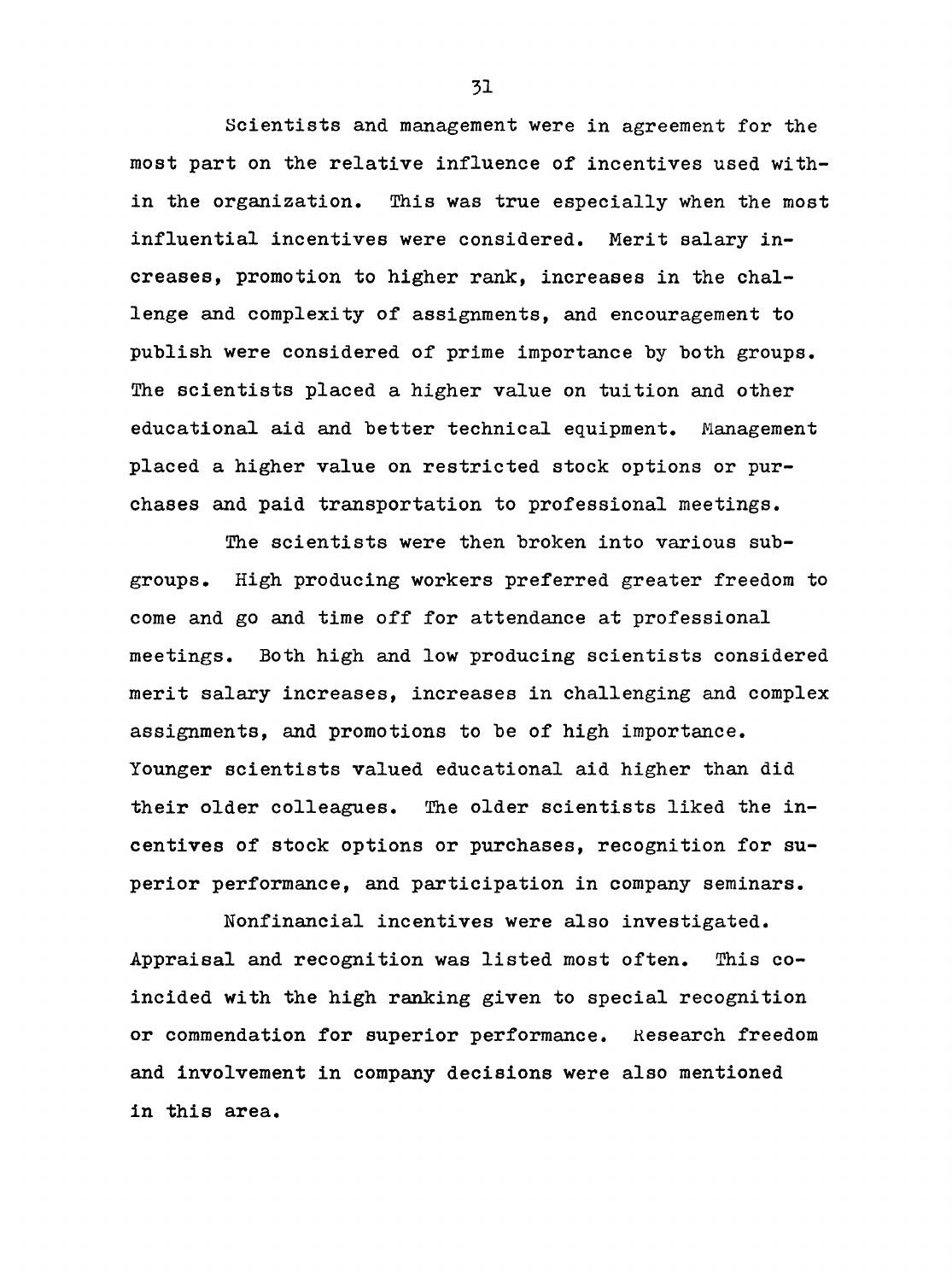Scientists and management were in agreement for the most part on the relative influence of incentives used within the organization. This was true especially when the most influential incentives were considered. Merit salary increases, promotion to higher rank, increases in the challenge and complexity of assignments, and encouragement to publish were considered of prime importance by both groups. The scientists placed a higher value on tuition and other educational aid and better technical equipment. Management placed a higher value on restricted stock options or purchases and paid transportation to professional meetings.

The scientists were then broken into various subgroups. High producing workers preferred greater freedom to come and go and time off for attendance at professional meetings. Both high and low producing scientists considered merit salary increases, increases in challenging and complex assignments, and promotions to be of high importance. Younger scientists valued educational aid higher than did their older colleagues. The older scientists liked the incentives of stock options or purchases, recognition for superior performance, and participation in company seminars.

Nonfinancial incentives were also investigated. Appraisal and recognition was listed most often. This coincided with the high ranking given to special recognition or commendation for superior performance. Research freedom and involvement in company decisions were also mentioned in this area.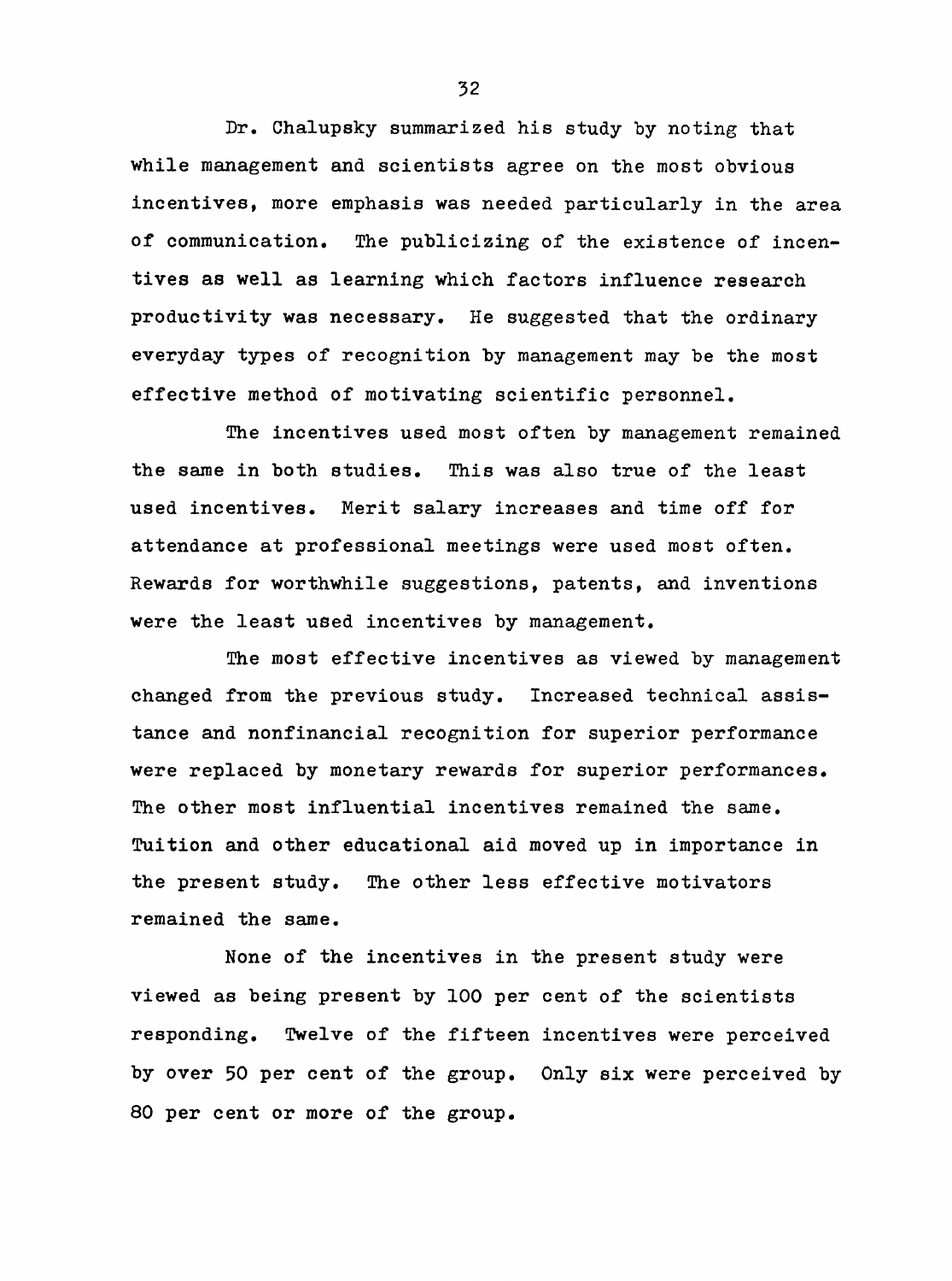Dr. Chalupsky summarized his study by noting that while management and scientists agree on the most obvious incentives, more emphasis was needed particularly in the area of communication. The publicizing of the existence of incentives as well as learning which factors influence research productivity was necessary. He suggested that the ordinary everyday types of recognition by management may be the most effective method of motivating scientific personnel.

The incentives used most often by management remained the same in both studies. This was also true of the least used incentives. Merit salary increases and time off for attendance at professional meetings were used most often. Rewards for worthwhile suggestions, patents, and inventions were the least used incentives by management.

The most effective incentives as viewed by management changed from the previous study. Increased technical assistance and nonfinancial recognition for superior performance were replaced by monetary rewards for superior performances. The other most influential incentives remained the same. Tuition and other educational aid moved up in importance in the present study. The other less effective motivators remained the same.

None of the incentives in the present study were viewed as being present by 100 per cent of the scientists responding. Twelve of the fifteen incentives were perceived by over 50 per cent of the group. Only six were perceived by 80 per cent or more of the group.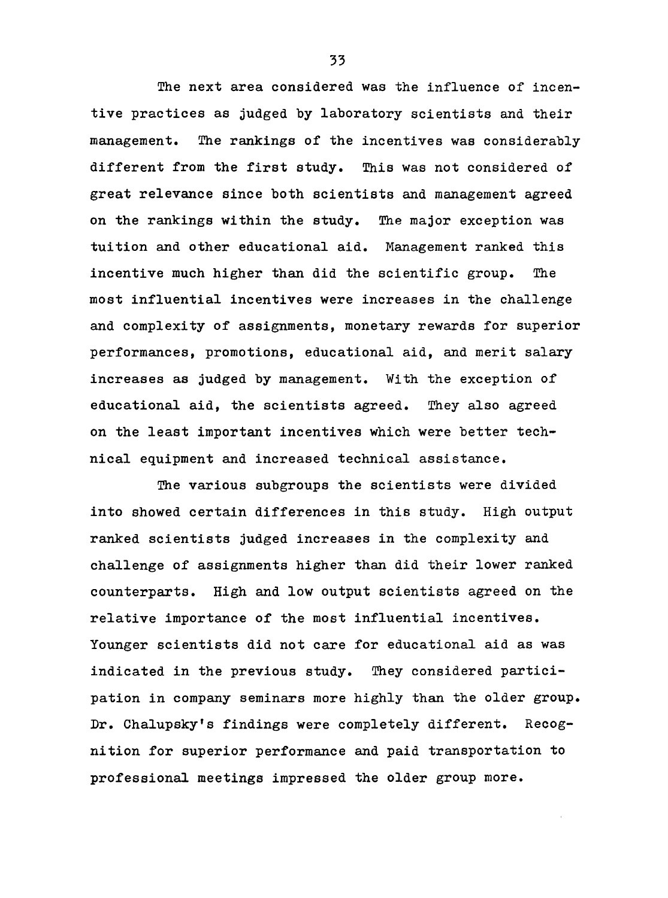The next area considered was the influence of incentive practices as judged by laboratory scientists and their management. The rankings of the incentives was considerably different from the first study. This was not considered of great relevance since both scientists and management agreed on the rankings within the study. The major exception was tuition and other educational aid. Management ranked this incentive much higher than did the scientific group. The most influential incentives were increases in the challenge and complexity of assignments, monetary rewards for superior performances, promotions, educational aid, and merit salary increases as judged by management. With the exception of educational aid, the scientists agreed. They also agreed on the least important incentives which were better technical equipment and increased technical assistance.

The various subgroups the scientists were divided into showed certain differences in this study. High output ranked scientists judged increases in the complexity and challenge of assignments higher than did their lower ranked counterparts. High and low output scientists agreed on the relative importance of the most influential incentives. Younger scientists did not care for educational aid as was indicated in the previous study. They considered participation in company seminars more highly than the older group. Dr. Chalupsky's findings were completely different. Recognition for superior performance and paid transportation to professional meetings impressed the older group more.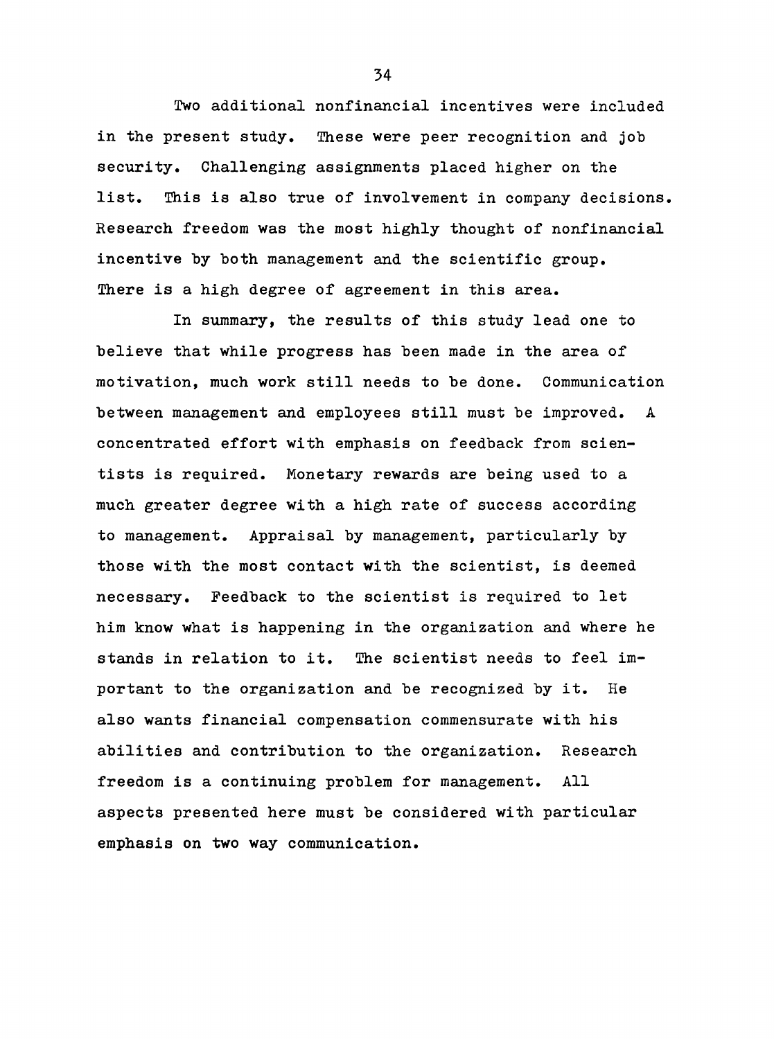Two additional nonfinancial incentives were included in the present study. These were peer recognition and job security. Challenging assignments placed higher on the list. This is also true of involvement in company decisions. Research freedom was the most highly thought of nonfinancial incentive by both management and the scientific group. There is a high degree of agreement in this area.

In summary, the results of this study lead one to believe that while progress has been made in the area of motivation, much work still needs to be done. Communication between management and employees still must be improved. A concentrated effort with emphasis on feedback from scientists is required. Monetary rewards are being used to a much greater degree with a high rate of success according to management. Appraisal by management, particularly by those with the most contact with the scientist, is deemed necessary. Feedback to the scientist is required to let him know what is happening in the organization and where he stands in relation to it. The scientist needs to feel important to the organization and be recognized by it. He also wants financial compensation commensurate with his abilities and contribution to the organization. Research freedom is a continuing problem for management. All aspects presented here must be considered with particular emphasis on two way communication.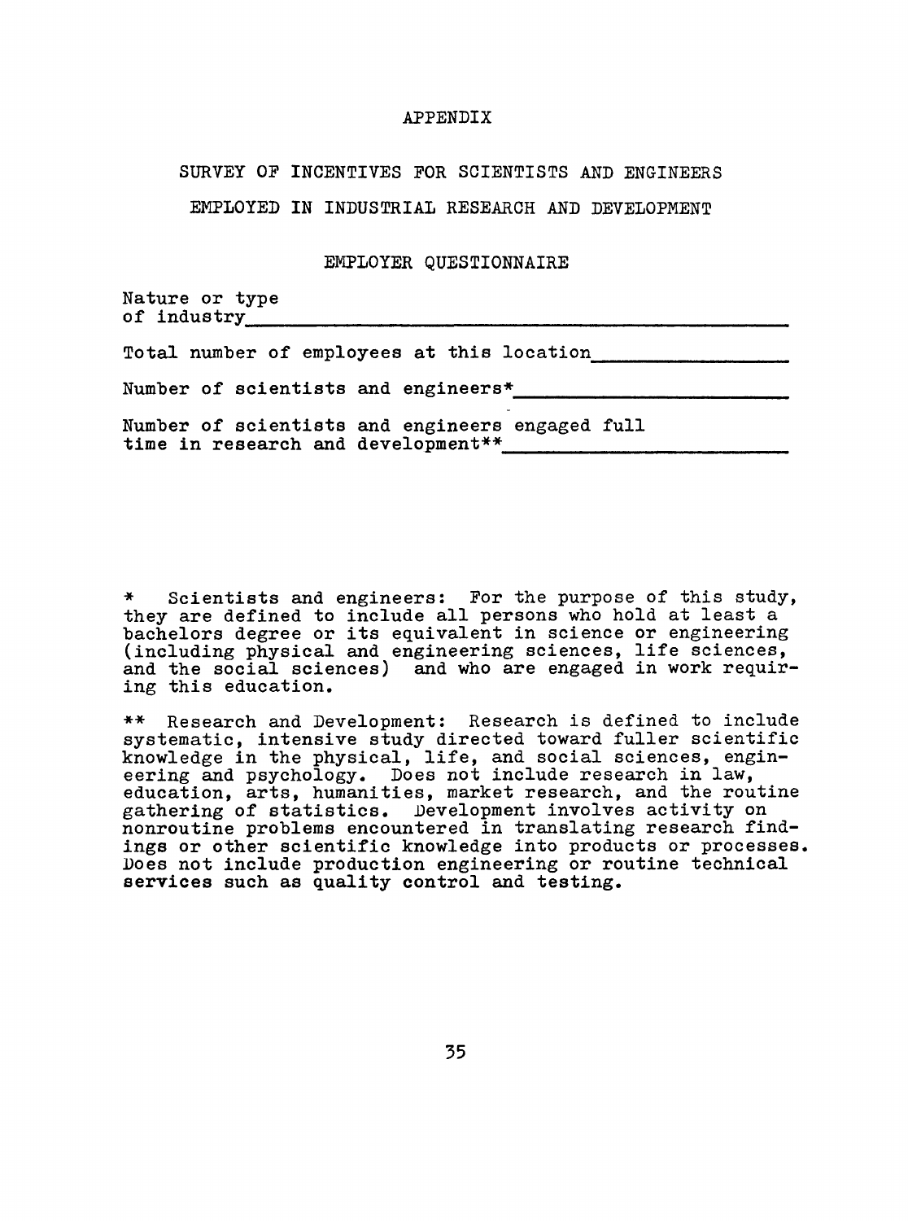# APPENDIX

## SURVEY OF INCENTIVES FOR SCIENTISTS AND ENGINEERS EMPLOYED IN INDUSTRIAL RESEARCH AND DEVELOPMENT

### EMPLOYER QUESTIONNAIRE

Nature or type of industry\_\_\_\_\_\_\_\_\_\_\_\_\_\_\_\_\_\_\_\_\_\_\_\_\_\_\_\_\_\_\_\_\_\_\_\_\_\_\_\_

Total number of employees at this location\_\_\_\_\_\_\_\_\_\_\_\_\_\_\_\_

Number of scientists and engineers*\_\_\_\_\_\_\_\_\_\_\_\_\_\_\_\_\_\_\_\_\_\_\_\_

Number of scientists and engineers engaged full time in research and development**\_\_\_\_\_\_\_\_\_\_\_\_\_\_\_\_\_\_\_\_\_\_\_\_

\* Scientists and engineers: For the purpose of this study, they are defined to include all persons who hold at least a bachelors degree or its equivalent in science or engineering (including physical and engineering sciences, life sciences, and the social sciences) and who are engaged in work requiring this education.

\*\* Research and Development: Research is defined to include systematic, intensive study directed toward fuller scientific knowledge in the physical, life, and social sciences, engineering and psychology. Does not include research in law, education, arts, humanities, market research, and the routine gathering of statistics. Development involves activity on nonroutine problems encountered in translating research findings or other scientific knowledge into products or processes. Does not include production engineering or routine technical services such as quality control and testing.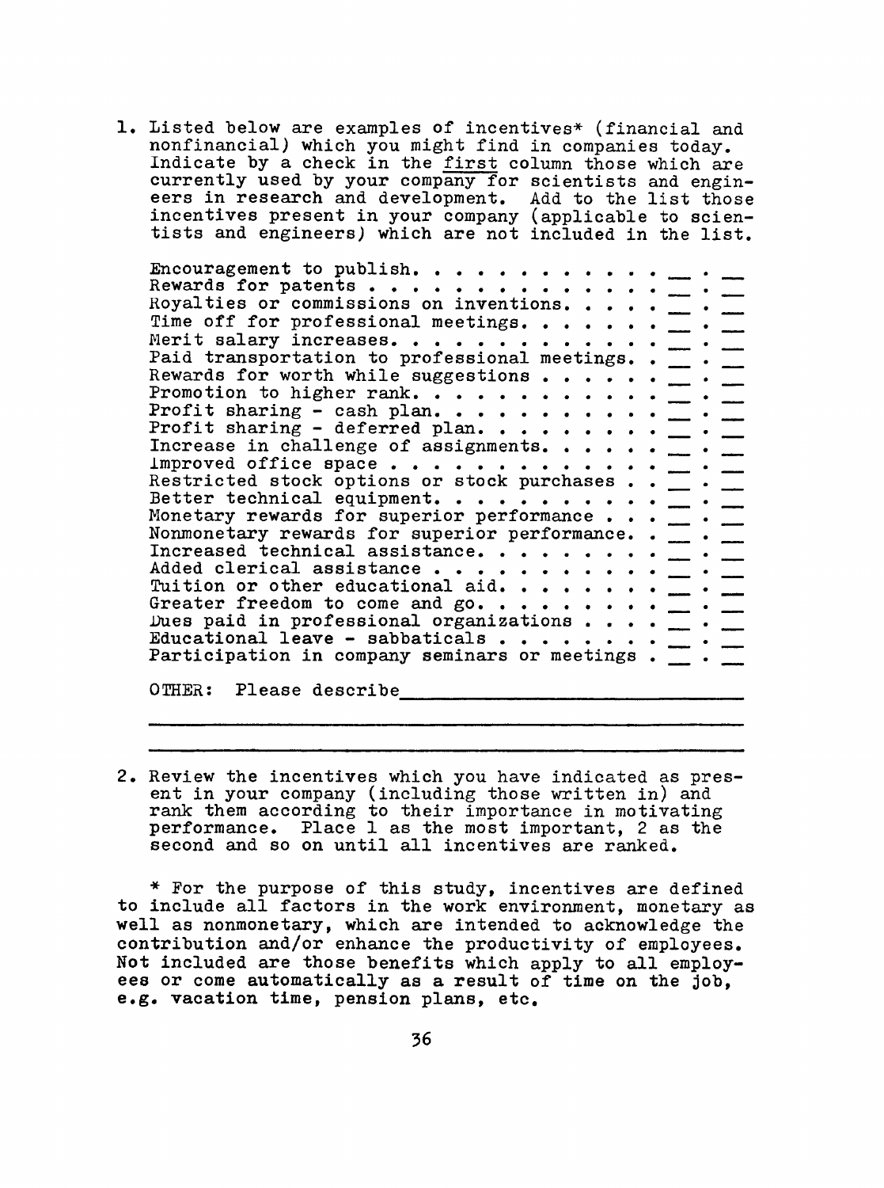1. Listed below are examples of incentives* (financial and nonfinancial) which you might find in companies today. Indicate by a check in the <u>first</u> column those which are currently used by your company for scientists and engineers in research and development. Add to the list those incentives present in your company (applicable to scientists and engineers) which are not included in the list.

| Incentive | | |
|---|---|---|
| Encouragement to publish. . . . . . . . . . . . . | ___ | ___ |
| Rewards for patents . . . . . . . . . . . . . . | ___ | ___ |
| Royalties or commissions on inventions. . . . . . | ___ | ___ |
| Time off for professional meetings. . . . . . . . | ___ | ___ |
| Merit salary increases. . . . . . . . . . . . . | ___ | ___ |
| Paid transportation to professional meetings. . . | ___ | ___ |
| Rewards for worth while suggestions . . . . . . | ___ | ___ |
| Promotion to higher rank. . . . . . . . . . . . | ___ | ___ |
| Profit sharing - cash plan. . . . . . . . . . . | ___ | ___ |
| Profit sharing - deferred plan. . . . . . . . . | ___ | ___ |
| Increase in challenge of assignments. . . . . . | ___ | ___ |
| Improved office space . . . . . . . . . . . . . | ___ | ___ |
| Restricted stock options or stock purchases . . | ___ | ___ |
| Better technical equipment. . . . . . . . . . . | ___ | ___ |
| Monetary rewards for superior performance . . . | ___ | ___ |
| Nonmonetary rewards for superior performance. . | ___ | ___ |
| Increased technical assistance. . . . . . . . . | ___ | ___ |
| Added clerical assistance . . . . . . . . . . . | ___ | ___ |
| Tuition or other educational aid. . . . . . . . | ___ | ___ |
| Greater freedom to come and go. . . . . . . . . | ___ | ___ |
| Dues paid in professional organizations . . . . | ___ | ___ |
| Educational leave - sabbaticals . . . . . . . . | ___ | ___ |
| Participation in company seminars or meetings . | ___ | ___ |

OTHER: Please describe______________________________

______________________________________________

______________________________________________

2. Review the incentives which you have indicated as present in your company (including those written in) and rank them according to their importance in motivating performance. Place 1 as the most important, 2 as the second and so on until all incentives are ranked.

\* For the purpose of this study, incentives are defined to include all factors in the work environment, monetary as well as nonmonetary, which are intended to acknowledge the contribution and/or enhance the productivity of employees. Not included are those benefits which apply to all employees or come automatically as a result of time on the job, e.g. vacation time, pension plans, etc.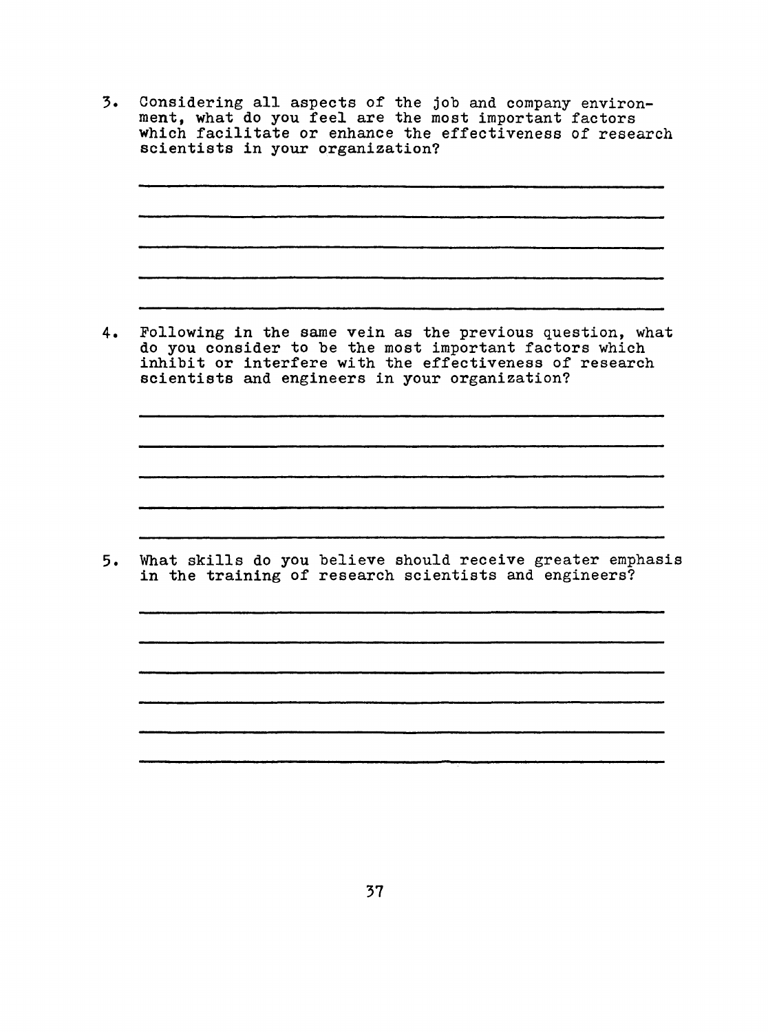3. Considering all aspects of the job and company environment, what do you feel are the most important factors which facilitate or enhance the effectiveness of research scientists in your organization?

______________________________________________

______________________________________________

______________________________________________

______________________________________________

______________________________________________

4. Following in the same vein as the previous question, what do you consider to be the most important factors which inhibit or interfere with the effectiveness of research scientists and engineers in your organization?

______________________________________________

______________________________________________

______________________________________________

______________________________________________

______________________________________________

5. What skills do you believe should receive greater emphasis in the training of research scientists and engineers?

______________________________________________

______________________________________________

______________________________________________

______________________________________________

______________________________________________

______________________________________________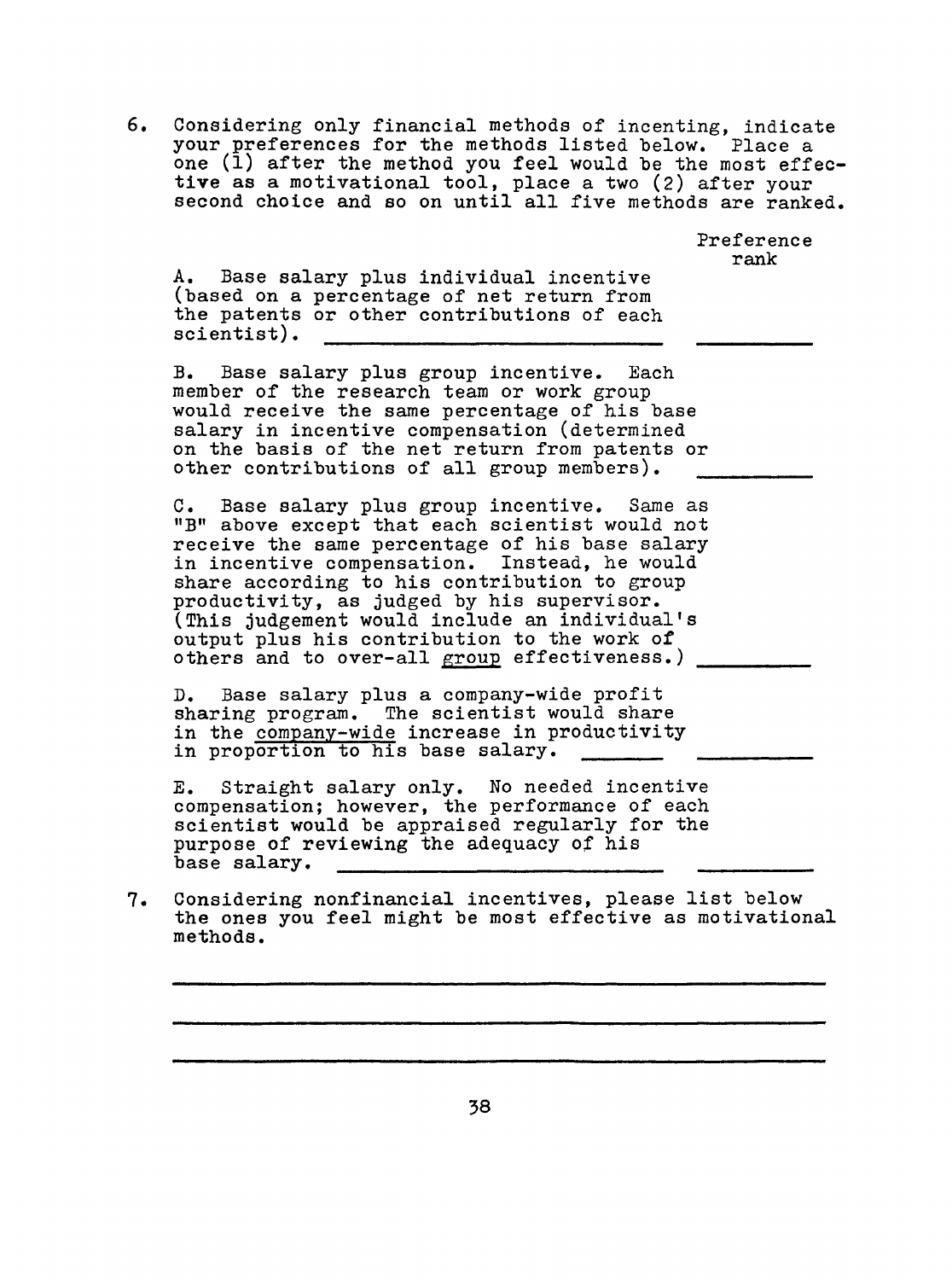6. Considering only financial methods of incenting, indicate your preferences for the methods listed below. Place a one (1) after the method you feel would be the most effective as a motivational tool, place a two (2) after your second choice and so on until all five methods are ranked.

| | Preference rank |
|---|---|
| A. Base salary plus individual incentive (based on a percentage of net return from the patents or other contributions of each scientist). ______________ | ________ |
| B. Base salary plus group incentive. Each member of the research team or work group would receive the same percentage of his base salary in incentive compensation (determined on the basis of the net return from patents or other contributions of all group members). | ________ |
| C. Base salary plus group incentive. Same as "B" above except that each scientist would not receive the same percentage of his base salary in incentive compensation. Instead, he would share according to his contribution to group productivity, as judged by his supervisor. (This judgement would include an individual's output plus his contribution to the work of others and to over-all <u>group</u> effectiveness.) | ________ |
| D. Base salary plus a company-wide profit sharing program. The scientist would share in the <u>company-wide</u> increase in productivity in proportion to his base salary. ________ | ________ |
| E. Straight salary only. No needed incentive compensation; however, the performance of each scientist would be appraised regularly for the purpose of reviewing the adequacy of his base salary. ______________ | ________ |

7. Considering nonfinancial incentives, please list below the ones you feel might be most effective as motivational methods.

______________________________________________

______________________________________________

______________________________________________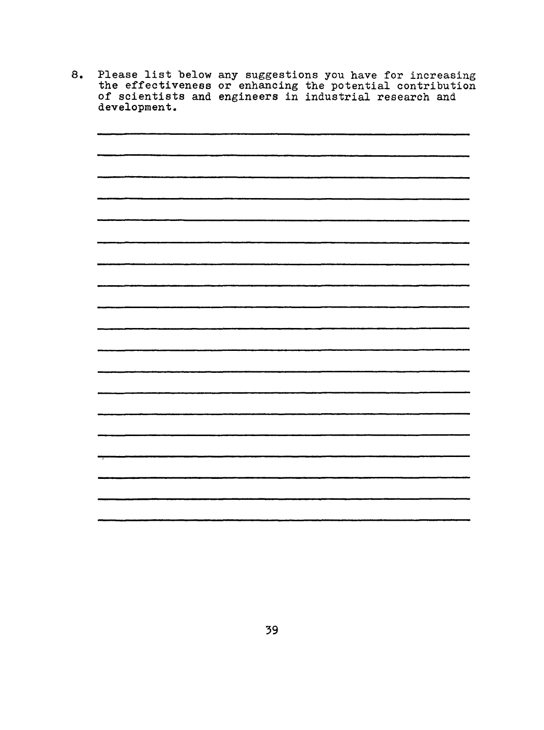8. Please list below any suggestions you have for increasing the effectiveness or enhancing the potential contribution of scientists and engineers in industrial research and development.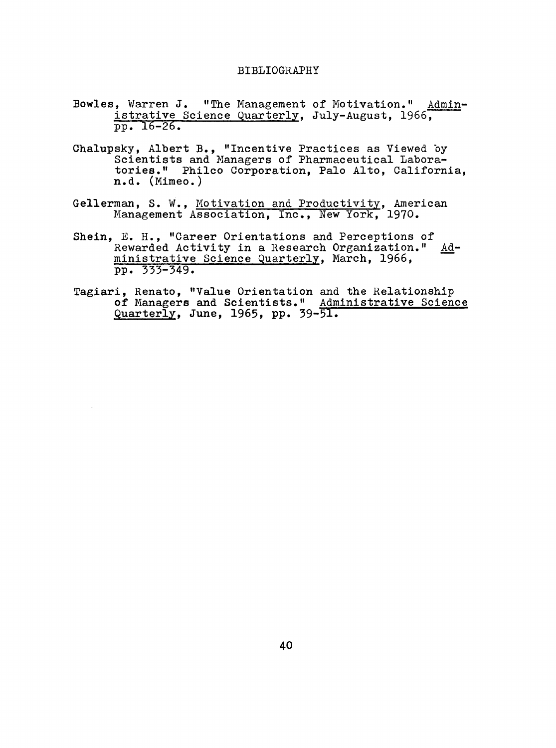# BIBLIOGRAPHY

Bowles, Warren J. "The Management of Motivation." *Administrative Science Quarterly*, July-August, 1966, pp. 16-26.

Chalupsky, Albert B., "Incentive Practices as Viewed by Scientists and Managers of Pharmaceutical Laboratories." Philco Corporation, Palo Alto, California, n.d. (Mimeo.)

Gellerman, S. W., *Motivation and Productivity*, American Management Association, Inc., New York, 1970.

Shein, E. H., "Career Orientations and Perceptions of Rewarded Activity in a Research Organization." *Administrative Science Quarterly*, March, 1966, pp. 333-349.

Tagiari, Renato, "Value Orientation and the Relationship of Managers and Scientists." *Administrative Science Quarterly*, June, 1965, pp. 39-51.